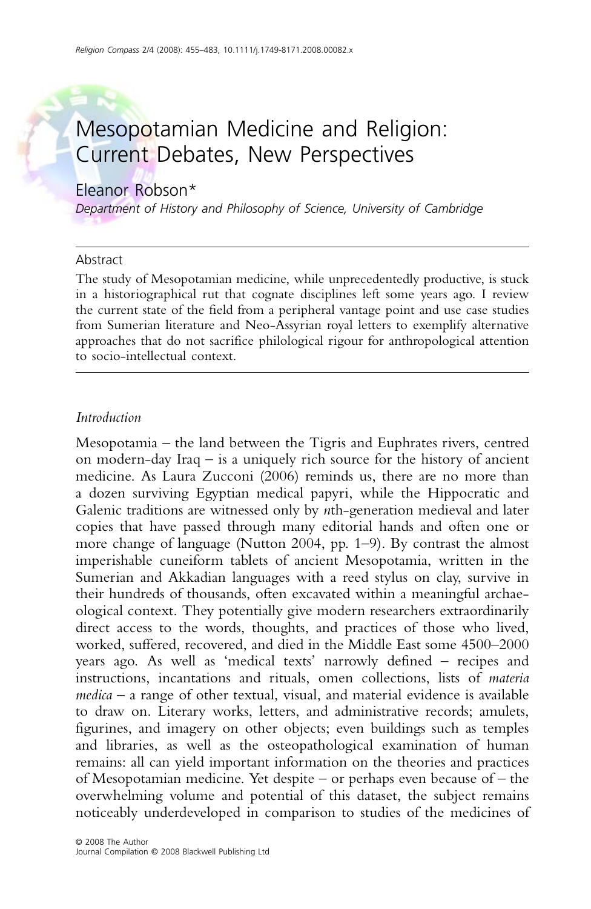# Mesopotamian Medicine and Religion: Current Debates, New Perspectives

Eleanor Robson*

*Department of History and Philosophy of Science, University of Cambridge*

## Abstract

The study of Mesopotamian medicine, while unprecedentedly productive, is stuck in a historiographical rut that cognate disciplines left some years ago. I review the current state of the field from a peripheral vantage point and use case studies from Sumerian literature and Neo-Assyrian royal letters to exemplify alternative approaches that do not sacrifice philological rigour for anthropological attention to socio-intellectual context.

## *Introduction*

Mesopotamia – the land between the Tigris and Euphrates rivers, centred on modern-day Iraq – is a uniquely rich source for the history of ancient medicine. As Laura Zucconi (2006) reminds us, there are no more than a dozen surviving Egyptian medical papyri, while the Hippocratic and Galenic traditions are witnessed only by *n*th-generation medieval and later copies that have passed through many editorial hands and often one or more change of language (Nutton 2004, pp. 1–9). By contrast the almost imperishable cuneiform tablets of ancient Mesopotamia, written in the Sumerian and Akkadian languages with a reed stylus on clay, survive in their hundreds of thousands, often excavated within a meaningful archaeological context. They potentially give modern researchers extraordinarily direct access to the words, thoughts, and practices of those who lived, worked, suffered, recovered, and died in the Middle East some 4500–2000 years ago. As well as 'medical texts' narrowly defined – recipes and instructions, incantations and rituals, omen collections, lists of *materia medica* – a range of other textual, visual, and material evidence is available to draw on. Literary works, letters, and administrative records; amulets, figurines, and imagery on other objects; even buildings such as temples and libraries, as well as the osteopathological examination of human remains: all can yield important information on the theories and practices of Mesopotamian medicine. Yet despite – or perhaps even because of – the overwhelming volume and potential of this dataset, the subject remains noticeably underdeveloped in comparison to studies of the medicines of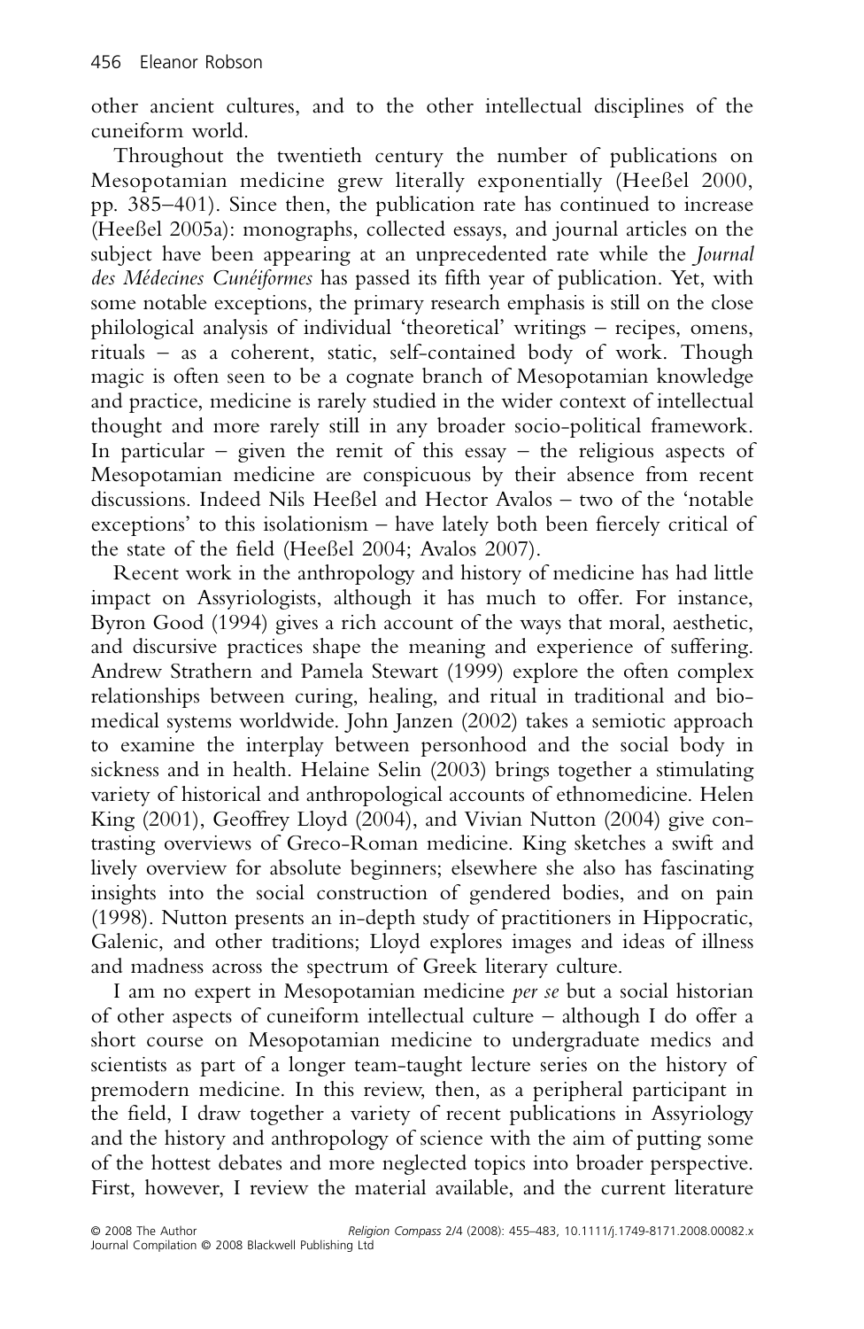other ancient cultures, and to the other intellectual disciplines of the cuneiform world.

Throughout the twentieth century the number of publications on Mesopotamian medicine grew literally exponentially (Heeßel 2000, pp. 385–401). Since then, the publication rate has continued to increase (Heeßel 2005a): monographs, collected essays, and journal articles on the subject have been appearing at an unprecedented rate while the *Journal des Médecines Cunéiformes* has passed its fifth year of publication. Yet, with some notable exceptions, the primary research emphasis is still on the close philological analysis of individual 'theoretical' writings – recipes, omens, rituals – as a coherent, static, self-contained body of work. Though magic is often seen to be a cognate branch of Mesopotamian knowledge and practice, medicine is rarely studied in the wider context of intellectual thought and more rarely still in any broader socio-political framework. In particular – given the remit of this essay – the religious aspects of Mesopotamian medicine are conspicuous by their absence from recent discussions. Indeed Nils Heeßel and Hector Avalos – two of the 'notable exceptions' to this isolationism – have lately both been fiercely critical of the state of the field (Heeßel 2004; Avalos 2007).

Recent work in the anthropology and history of medicine has had little impact on Assyriologists, although it has much to offer. For instance, Byron Good (1994) gives a rich account of the ways that moral, aesthetic, and discursive practices shape the meaning and experience of suffering. Andrew Strathern and Pamela Stewart (1999) explore the often complex relationships between curing, healing, and ritual in traditional and biomedical systems worldwide. John Janzen (2002) takes a semiotic approach to examine the interplay between personhood and the social body in sickness and in health. Helaine Selin (2003) brings together a stimulating variety of historical and anthropological accounts of ethnomedicine. Helen King (2001), Geoffrey Lloyd (2004), and Vivian Nutton (2004) give contrasting overviews of Greco-Roman medicine. King sketches a swift and lively overview for absolute beginners; elsewhere she also has fascinating insights into the social construction of gendered bodies, and on pain (1998). Nutton presents an in-depth study of practitioners in Hippocratic, Galenic, and other traditions; Lloyd explores images and ideas of illness and madness across the spectrum of Greek literary culture.

I am no expert in Mesopotamian medicine *per se* but a social historian of other aspects of cuneiform intellectual culture – although I do offer a short course on Mesopotamian medicine to undergraduate medics and scientists as part of a longer team-taught lecture series on the history of premodern medicine. In this review, then, as a peripheral participant in the field, I draw together a variety of recent publications in Assyriology and the history and anthropology of science with the aim of putting some of the hottest debates and more neglected topics into broader perspective. First, however, I review the material available, and the current literature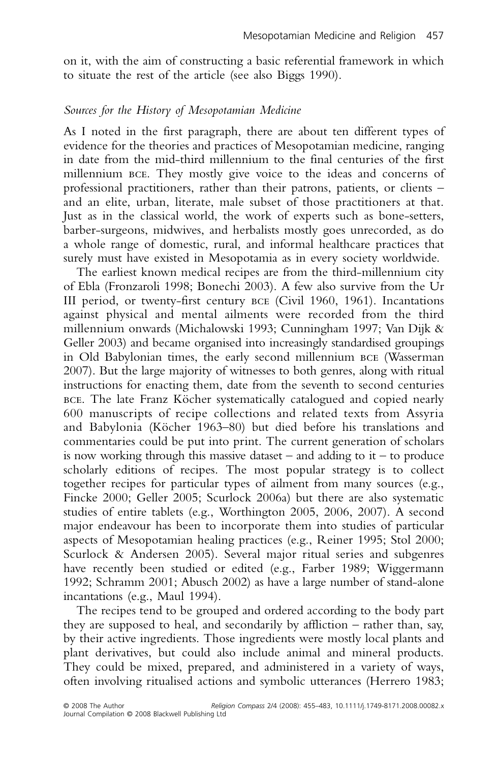on it, with the aim of constructing a basic referential framework in which to situate the rest of the article (see also Biggs 1990).

### *Sources for the History of Mesopotamian Medicine*

As I noted in the first paragraph, there are about ten different types of evidence for the theories and practices of Mesopotamian medicine, ranging in date from the mid-third millennium to the final centuries of the first millennium BCE. They mostly give voice to the ideas and concerns of professional practitioners, rather than their patrons, patients, or clients – and an elite, urban, literate, male subset of those practitioners at that. Just as in the classical world, the work of experts such as bone-setters, barber-surgeons, midwives, and herbalists mostly goes unrecorded, as do a whole range of domestic, rural, and informal healthcare practices that surely must have existed in Mesopotamia as in every society worldwide.

The earliest known medical recipes are from the third-millennium city of Ebla (Fronzaroli 1998; Bonechi 2003). A few also survive from the Ur III period, or twenty-first century BCE (Civil 1960, 1961). Incantations against physical and mental ailments were recorded from the third millennium onwards (Michalowski 1993; Cunningham 1997; Van Dijk & Geller 2003) and became organised into increasingly standardised groupings in Old Babylonian times, the early second millennium BCE (Wasserman 2007). But the large majority of witnesses to both genres, along with ritual instructions for enacting them, date from the seventh to second centuries BCE. The late Franz Köcher systematically catalogued and copied nearly 600 manuscripts of recipe collections and related texts from Assyria and Babylonia (Köcher 1963–80) but died before his translations and commentaries could be put into print. The current generation of scholars is now working through this massive dataset – and adding to it – to produce scholarly editions of recipes. The most popular strategy is to collect together recipes for particular types of ailment from many sources (e.g., Fincke 2000; Geller 2005; Scurlock 2006a) but there are also systematic studies of entire tablets (e.g., Worthington 2005, 2006, 2007). A second major endeavour has been to incorporate them into studies of particular aspects of Mesopotamian healing practices (e.g., Reiner 1995; Stol 2000; Scurlock & Andersen 2005). Several major ritual series and subgenres have recently been studied or edited (e.g., Farber 1989; Wiggermann 1992; Schramm 2001; Abusch 2002) as have a large number of stand-alone incantations (e.g., Maul 1994).

The recipes tend to be grouped and ordered according to the body part they are supposed to heal, and secondarily by affliction – rather than, say, by their active ingredients. Those ingredients were mostly local plants and plant derivatives, but could also include animal and mineral products. They could be mixed, prepared, and administered in a variety of ways, often involving ritualised actions and symbolic utterances (Herrero 1983;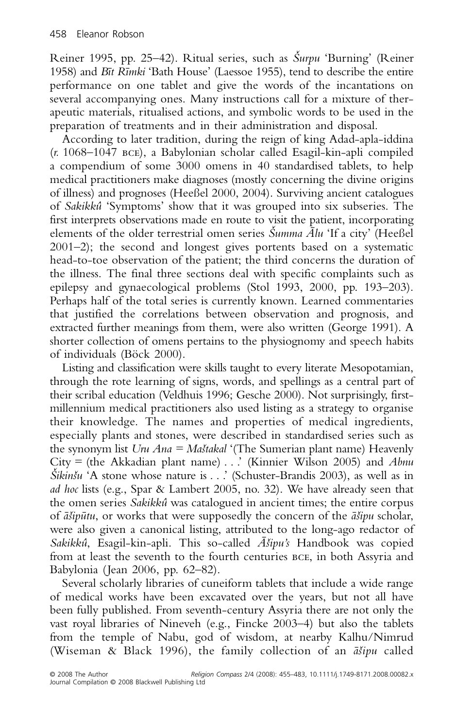Reiner 1995, pp. 25–42). Ritual series, such as *Šurpu* 'Burning' (Reiner 1958) and *Bīt Rīmki* 'Bath House' (Laessoe 1955), tend to describe the entire performance on one tablet and give the words of the incantations on several accompanying ones. Many instructions call for a mixture of therapeutic materials, ritualised actions, and symbolic words to be used in the preparation of treatments and in their administration and disposal.

According to later tradition, during the reign of king Adad-apla-iddina (*r.* 1068–1047 BCE), a Babylonian scholar called Esagil-kin-apli compiled a compendium of some 3000 omens in 40 standardised tablets, to help medical practitioners make diagnoses (mostly concerning the divine origins of illness) and prognoses (Heeßel 2000, 2004). Surviving ancient catalogues of *Sakikkû* 'Symptoms' show that it was grouped into six subseries. The first interprets observations made en route to visit the patient, incorporating elements of the older terrestrial omen series *Šumma Ālu* 'If a city' (Heeßel 2001–2); the second and longest gives portents based on a systematic head-to-toe observation of the patient; the third concerns the duration of the illness. The final three sections deal with specific complaints such as epilepsy and gynaecological problems (Stol 1993, 2000, pp. 193–203). Perhaps half of the total series is currently known. Learned commentaries that justified the correlations between observation and prognosis, and extracted further meanings from them, were also written (George 1991). A shorter collection of omens pertains to the physiognomy and speech habits of individuals (Böck 2000).

Listing and classification were skills taught to every literate Mesopotamian, through the rote learning of signs, words, and spellings as a central part of their scribal education (Veldhuis 1996; Gesche 2000). Not surprisingly, first-millennium medical practitioners also used listing as a strategy to organise their knowledge. The names and properties of medical ingredients, especially plants and stones, were described in standardised series such as the synonym list *Uru Ana = Maštakal* '(The Sumerian plant name) Heavenly City = (the Akkadian plant name) . . .' (Kinnier Wilson 2005) and *Abnu Šikinšu* 'A stone whose nature is . . .' (Schuster-Brandis 2003), as well as in *ad hoc* lists (e.g., Spar & Lambert 2005, no. 32). We have already seen that the omen series *Sakikkû* was catalogued in ancient times; the entire corpus of *āšipūtu*, or works that were supposedly the concern of the *āšipu* scholar, were also given a canonical listing, attributed to the long-ago redactor of *Sakikkû*, Esagil-kin-apli. This so-called *Āšipu's* Handbook was copied from at least the seventh to the fourth centuries BCE, in both Assyria and Babylonia (Jean 2006, pp. 62–82).

Several scholarly libraries of cuneiform tablets that include a wide range of medical works have been excavated over the years, but not all have been fully published. From seventh-century Assyria there are not only the vast royal libraries of Nineveh (e.g., Fincke 2003–4) but also the tablets from the temple of Nabu, god of wisdom, at nearby Kalhu/Nimrud (Wiseman & Black 1996), the family collection of an *āšipu* called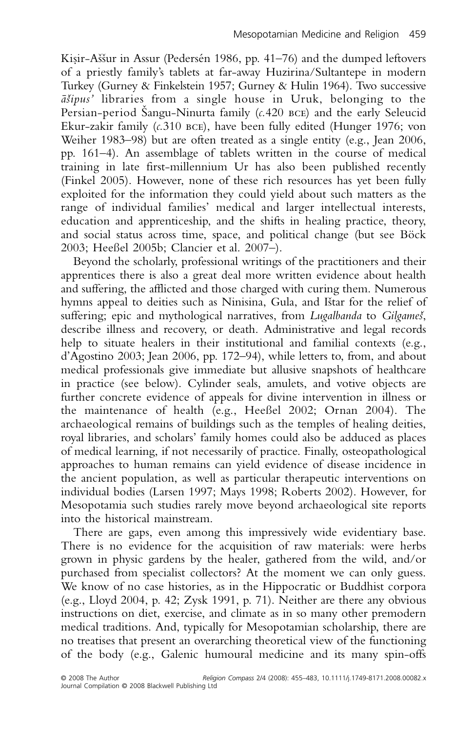Kiṣir-Aššur in Assur (Pedersén 1986, pp. 41–76) and the dumped leftovers of a priestly family's tablets at far-away Huzirina/Sultantepe in modern Turkey (Gurney & Finkelstein 1957; Gurney & Hulin 1964). Two successive *āšipus'* libraries from a single house in Uruk, belonging to the Persian-period Šangu-Ninurta family (*c.*420 BCE) and the early Seleucid Ekur-zakir family (*c.*310 BCE), have been fully edited (Hunger 1976; von Weiher 1983–98) but are often treated as a single entity (e.g., Jean 2006, pp. 161–4). An assemblage of tablets written in the course of medical training in late first-millennium Ur has also been published recently (Finkel 2005). However, none of these rich resources has yet been fully exploited for the information they could yield about such matters as the range of individual families' medical and larger intellectual interests, education and apprenticeship, and the shifts in healing practice, theory, and social status across time, space, and political change (but see Böck 2003; Heeßel 2005b; Clancier et al. 2007–).

Beyond the scholarly, professional writings of the practitioners and their apprentices there is also a great deal more written evidence about health and suffering, the afflicted and those charged with curing them. Numerous hymns appeal to deities such as Ninisina, Gula, and Ištar for the relief of suffering; epic and mythological narratives, from *Lugalbanda* to *Gilgameš*, describe illness and recovery, or death. Administrative and legal records help to situate healers in their institutional and familial contexts (e.g., d'Agostino 2003; Jean 2006, pp. 172–94), while letters to, from, and about medical professionals give immediate but allusive snapshots of healthcare in practice (see below). Cylinder seals, amulets, and votive objects are further concrete evidence of appeals for divine intervention in illness or the maintenance of health (e.g., Heeßel 2002; Ornan 2004). The archaeological remains of buildings such as the temples of healing deities, royal libraries, and scholars' family homes could also be adduced as places of medical learning, if not necessarily of practice. Finally, osteopathological approaches to human remains can yield evidence of disease incidence in the ancient population, as well as particular therapeutic interventions on individual bodies (Larsen 1997; Mays 1998; Roberts 2002). However, for Mesopotamia such studies rarely move beyond archaeological site reports into the historical mainstream.

There are gaps, even among this impressively wide evidentiary base. There is no evidence for the acquisition of raw materials: were herbs grown in physic gardens by the healer, gathered from the wild, and/or purchased from specialist collectors? At the moment we can only guess. We know of no case histories, as in the Hippocratic or Buddhist corpora (e.g., Lloyd 2004, p. 42; Zysk 1991, p. 71). Neither are there any obvious instructions on diet, exercise, and climate as in so many other premodern medical traditions. And, typically for Mesopotamian scholarship, there are no treatises that present an overarching theoretical view of the functioning of the body (e.g., Galenic humoural medicine and its many spin-offs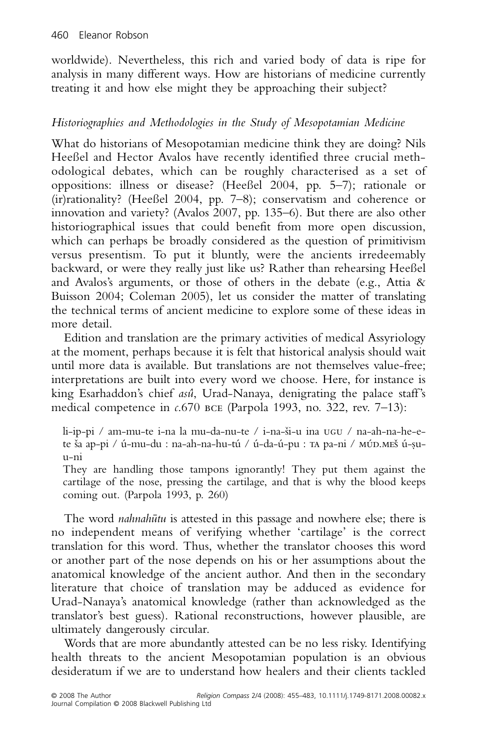worldwide). Nevertheless, this rich and varied body of data is ripe for analysis in many different ways. How are historians of medicine currently treating it and how else might they be approaching their subject?

### *Historiographies and Methodologies in the Study of Mesopotamian Medicine*

What do historians of Mesopotamian medicine think they are doing? Nils Heeßel and Hector Avalos have recently identified three crucial methodological debates, which can be roughly characterised as a set of oppositions: illness or disease? (Heeßel 2004, pp. 5–7); rationale or (ir)rationality? (Heeßel 2004, pp. 7–8); conservatism and coherence or innovation and variety? (Avalos 2007, pp. 135–6). But there are also other historiographical issues that could benefit from more open discussion, which can perhaps be broadly considered as the question of primitivism versus presentism. To put it bluntly, were the ancients irredeemably backward, or were they really just like us? Rather than rehearsing Heeßel and Avalos's arguments, or those of others in the debate (e.g., Attia & Buisson 2004; Coleman 2005), let us consider the matter of translating the technical terms of ancient medicine to explore some of these ideas in more detail.

Edition and translation are the primary activities of medical Assyriology at the moment, perhaps because it is felt that historical analysis should wait until more data is available. But translations are not themselves value-free; interpretations are built into every word we choose. Here, for instance is king Esarhaddon's chief *asû*, Urad-Nanaya, denigrating the palace staff's medical competence in *c.*670 BCE (Parpola 1993, no. 322, rev. 7–13):

> li-ip-pi / am-mu-te i-na la mu-da-nu-te / i-na-ši-u ina UGU / na-ah-na-he-e-te ša ap-pi / ú-mu-du : na-ah-na-hu-tú / ú-da-ú-pu : TA pa-ni / MÚD.MEŠ ú-ṣu-u-ni
>
> They are handling those tampons ignorantly! They put them against the cartilage of the nose, pressing the cartilage, and that is why the blood keeps coming out. (Parpola 1993, p. 260)

The word *nahnahūtu* is attested in this passage and nowhere else; there is no independent means of verifying whether 'cartilage' is the correct translation for this word. Thus, whether the translator chooses this word or another part of the nose depends on his or her assumptions about the anatomical knowledge of the ancient author. And then in the secondary literature that choice of translation may be adduced as evidence for Urad-Nanaya's anatomical knowledge (rather than acknowledged as the translator's best guess). Rational reconstructions, however plausible, are ultimately dangerously circular.

Words that are more abundantly attested can be no less risky. Identifying health threats to the ancient Mesopotamian population is an obvious desideratum if we are to understand how healers and their clients tackled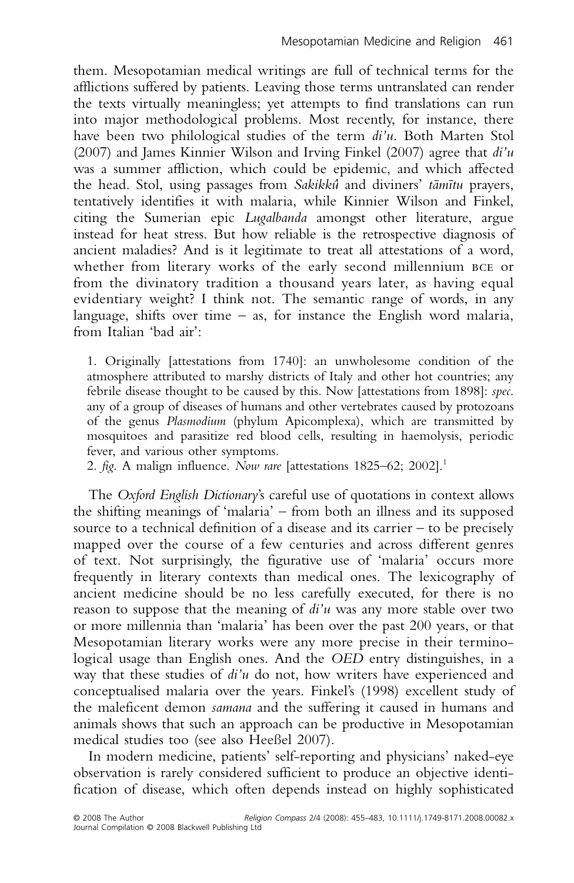them. Mesopotamian medical writings are full of technical terms for the afflictions suffered by patients. Leaving those terms untranslated can render the texts virtually meaningless; yet attempts to find translations can run into major methodological problems. Most recently, for instance, there have been two philological studies of the term *di'u*. Both Marten Stol (2007) and James Kinnier Wilson and Irving Finkel (2007) agree that *di'u* was a summer affliction, which could be epidemic, and which affected the head. Stol, using passages from *Sakikkû* and diviners' *tāmītu* prayers, tentatively identifies it with malaria, while Kinnier Wilson and Finkel, citing the Sumerian epic *Lugalbanda* amongst other literature, argue instead for heat stress. But how reliable is the retrospective diagnosis of ancient maladies? And is it legitimate to treat all attestations of a word, whether from literary works of the early second millennium BCE or from the divinatory tradition a thousand years later, as having equal evidentiary weight? I think not. The semantic range of words, in any language, shifts over time – as, for instance the English word malaria, from Italian 'bad air':

> 1. Originally [attestations from 1740]: an unwholesome condition of the atmosphere attributed to marshy districts of Italy and other hot countries; any febrile disease thought to be caused by this. Now [attestations from 1898]: *spec.* any of a group of diseases of humans and other vertebrates caused by protozoans of the genus *Plasmodium* (phylum Apicomplexa), which are transmitted by mosquitoes and parasitize red blood cells, resulting in haemolysis, periodic fever, and various other symptoms.
>
> 2. *fig.* A malign influence. *Now rare* [attestations 1825–62; 2002].[1]

The *Oxford English Dictionary*'s careful use of quotations in context allows the shifting meanings of 'malaria' – from both an illness and its supposed source to a technical definition of a disease and its carrier – to be precisely mapped over the course of a few centuries and across different genres of text. Not surprisingly, the figurative use of 'malaria' occurs more frequently in literary contexts than medical ones. The lexicography of ancient medicine should be no less carefully executed, for there is no reason to suppose that the meaning of *di'u* was any more stable over two or more millennia than 'malaria' has been over the past 200 years, or that Mesopotamian literary works were any more precise in their terminological usage than English ones. And the *OED* entry distinguishes, in a way that these studies of *di'u* do not, how writers have experienced and conceptualised malaria over the years. Finkel's (1998) excellent study of the maleficent demon *samana* and the suffering it caused in humans and animals shows that such an approach can be productive in Mesopotamian medical studies too (see also Heeßel 2007).

In modern medicine, patients' self-reporting and physicians' naked-eye observation is rarely considered sufficient to produce an objective identification of disease, which often depends instead on highly sophisticated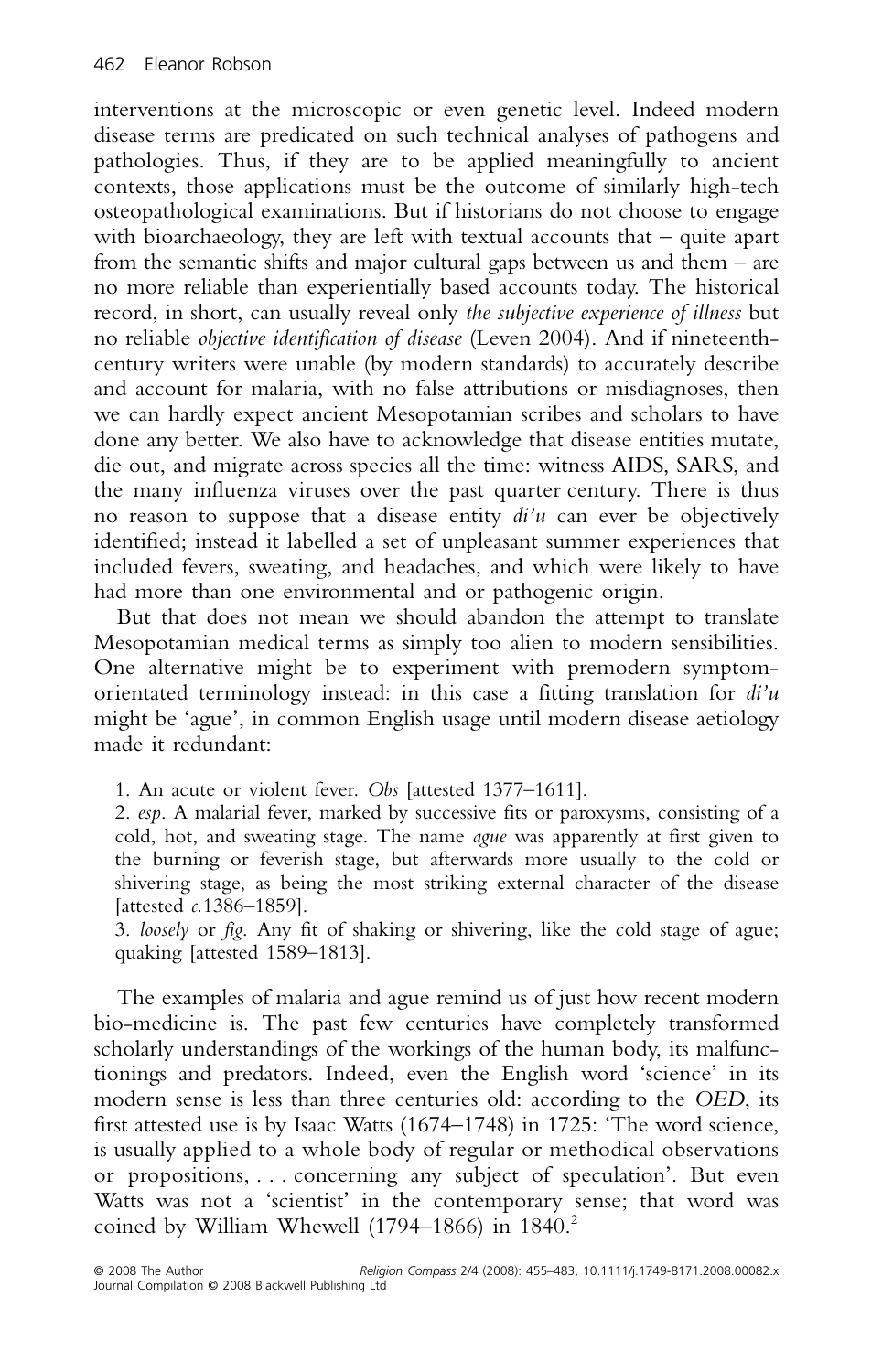interventions at the microscopic or even genetic level. Indeed modern disease terms are predicated on such technical analyses of pathogens and pathologies. Thus, if they are to be applied meaningfully to ancient contexts, those applications must be the outcome of similarly high-tech osteopathological examinations. But if historians do not choose to engage with bioarchaeology, they are left with textual accounts that – quite apart from the semantic shifts and major cultural gaps between us and them – are no more reliable than experientially based accounts today. The historical record, in short, can usually reveal only *the subjective experience of illness* but no reliable *objective identification of disease* (Leven 2004). And if nineteenth-century writers were unable (by modern standards) to accurately describe and account for malaria, with no false attributions or misdiagnoses, then we can hardly expect ancient Mesopotamian scribes and scholars to have done any better. We also have to acknowledge that disease entities mutate, die out, and migrate across species all the time: witness AIDS, SARS, and the many influenza viruses over the past quarter century. There is thus no reason to suppose that a disease entity *di'u* can ever be objectively identified; instead it labelled a set of unpleasant summer experiences that included fevers, sweating, and headaches, and which were likely to have had more than one environmental and or pathogenic origin.

But that does not mean we should abandon the attempt to translate Mesopotamian medical terms as simply too alien to modern sensibilities. One alternative might be to experiment with premodern symptom-orientated terminology instead: in this case a fitting translation for *di'u* might be 'ague', in common English usage until modern disease aetiology made it redundant:

> 1. An acute or violent fever. *Obs* [attested 1377–1611].
> 2. *esp*. A malarial fever, marked by successive fits or paroxysms, consisting of a cold, hot, and sweating stage. The name *ague* was apparently at first given to the burning or feverish stage, but afterwards more usually to the cold or shivering stage, as being the most striking external character of the disease [attested *c*.1386–1859].
> 3. *loosely* or *fig*. Any fit of shaking or shivering, like the cold stage of ague; quaking [attested 1589–1813].

The examples of malaria and ague remind us of just how recent modern bio-medicine is. The past few centuries have completely transformed scholarly understandings of the workings of the human body, its malfunctionings and predators. Indeed, even the English word 'science' in its modern sense is less than three centuries old: according to the *OED*, its first attested use is by Isaac Watts (1674–1748) in 1725: 'The word science, is usually applied to a whole body of regular or methodical observations or propositions, . . . concerning any subject of speculation'. But even Watts was not a 'scientist' in the contemporary sense; that word was coined by William Whewell (1794–1866) in 1840.[2]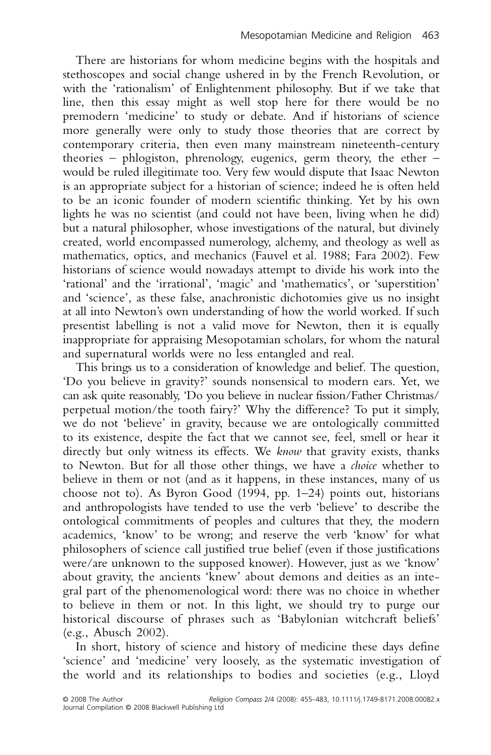There are historians for whom medicine begins with the hospitals and stethoscopes and social change ushered in by the French Revolution, or with the 'rationalism' of Enlightenment philosophy. But if we take that line, then this essay might as well stop here for there would be no premodern 'medicine' to study or debate. And if historians of science more generally were only to study those theories that are correct by contemporary criteria, then even many mainstream nineteenth-century theories – phlogiston, phrenology, eugenics, germ theory, the ether – would be ruled illegitimate too. Very few would dispute that Isaac Newton is an appropriate subject for a historian of science; indeed he is often held to be an iconic founder of modern scientific thinking. Yet by his own lights he was no scientist (and could not have been, living when he did) but a natural philosopher, whose investigations of the natural, but divinely created, world encompassed numerology, alchemy, and theology as well as mathematics, optics, and mechanics (Fauvel et al. 1988; Fara 2002). Few historians of science would nowadays attempt to divide his work into the 'rational' and the 'irrational', 'magic' and 'mathematics', or 'superstition' and 'science', as these false, anachronistic dichotomies give us no insight at all into Newton's own understanding of how the world worked. If such presentist labelling is not a valid move for Newton, then it is equally inappropriate for appraising Mesopotamian scholars, for whom the natural and supernatural worlds were no less entangled and real.

This brings us to a consideration of knowledge and belief. The question, 'Do you believe in gravity?' sounds nonsensical to modern ears. Yet, we can ask quite reasonably, 'Do you believe in nuclear fission/Father Christmas/perpetual motion/the tooth fairy?' Why the difference? To put it simply, we do not 'believe' in gravity, because we are ontologically committed to its existence, despite the fact that we cannot see, feel, smell or hear it directly but only witness its effects. We *know* that gravity exists, thanks to Newton. But for all those other things, we have a *choice* whether to believe in them or not (and as it happens, in these instances, many of us choose not to). As Byron Good (1994, pp. 1–24) points out, historians and anthropologists have tended to use the verb 'believe' to describe the ontological commitments of peoples and cultures that they, the modern academics, 'know' to be wrong; and reserve the verb 'know' for what philosophers of science call justified true belief (even if those justifications were/are unknown to the supposed knower). However, just as we 'know' about gravity, the ancients 'knew' about demons and deities as an integral part of the phenomenological word: there was no choice in whether to believe in them or not. In this light, we should try to purge our historical discourse of phrases such as 'Babylonian witchcraft beliefs' (e.g., Abusch 2002).

In short, history of science and history of medicine these days define 'science' and 'medicine' very loosely, as the systematic investigation of the world and its relationships to bodies and societies (e.g., Lloyd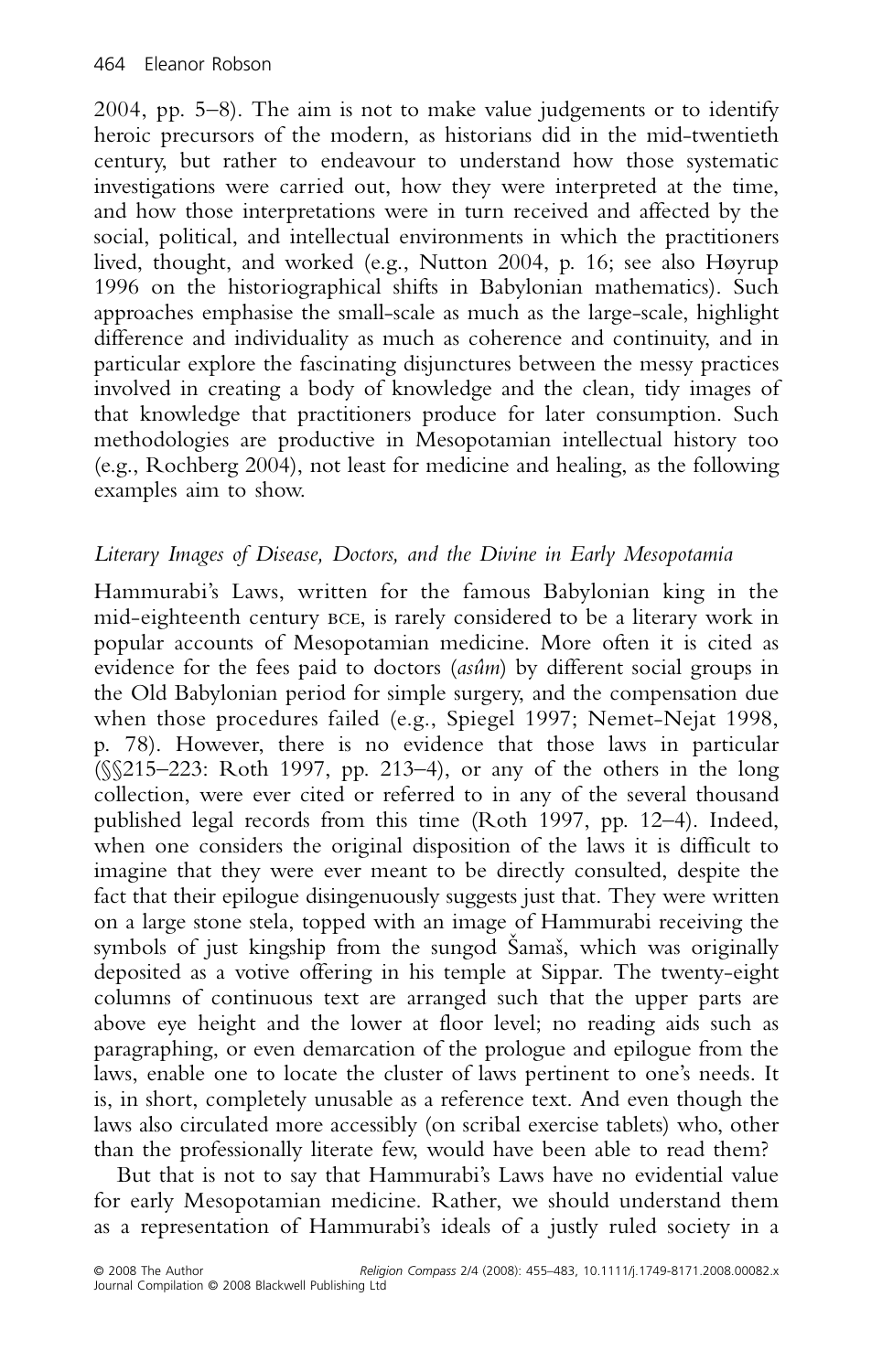2004, pp. 5–8). The aim is not to make value judgements or to identify heroic precursors of the modern, as historians did in the mid-twentieth century, but rather to endeavour to understand how those systematic investigations were carried out, how they were interpreted at the time, and how those interpretations were in turn received and affected by the social, political, and intellectual environments in which the practitioners lived, thought, and worked (e.g., Nutton 2004, p. 16; see also Høyrup 1996 on the historiographical shifts in Babylonian mathematics). Such approaches emphasise the small-scale as much as the large-scale, highlight difference and individuality as much as coherence and continuity, and in particular explore the fascinating disjunctures between the messy practices involved in creating a body of knowledge and the clean, tidy images of that knowledge that practitioners produce for later consumption. Such methodologies are productive in Mesopotamian intellectual history too (e.g., Rochberg 2004), not least for medicine and healing, as the following examples aim to show.

### *Literary Images of Disease, Doctors, and the Divine in Early Mesopotamia*

Hammurabi's Laws, written for the famous Babylonian king in the mid-eighteenth century BCE, is rarely considered to be a literary work in popular accounts of Mesopotamian medicine. More often it is cited as evidence for the fees paid to doctors (*asûm*) by different social groups in the Old Babylonian period for simple surgery, and the compensation due when those procedures failed (e.g., Spiegel 1997; Nemet-Nejat 1998, p. 78). However, there is no evidence that those laws in particular (§§215–223: Roth 1997, pp. 213–4), or any of the others in the long collection, were ever cited or referred to in any of the several thousand published legal records from this time (Roth 1997, pp. 12–4). Indeed, when one considers the original disposition of the laws it is difficult to imagine that they were ever meant to be directly consulted, despite the fact that their epilogue disingenuously suggests just that. They were written on a large stone stela, topped with an image of Hammurabi receiving the symbols of just kingship from the sungod Šamaš, which was originally deposited as a votive offering in his temple at Sippar. The twenty-eight columns of continuous text are arranged such that the upper parts are above eye height and the lower at floor level; no reading aids such as paragraphing, or even demarcation of the prologue and epilogue from the laws, enable one to locate the cluster of laws pertinent to one's needs. It is, in short, completely unusable as a reference text. And even though the laws also circulated more accessibly (on scribal exercise tablets) who, other than the professionally literate few, would have been able to read them?

But that is not to say that Hammurabi's Laws have no evidential value for early Mesopotamian medicine. Rather, we should understand them as a representation of Hammurabi's ideals of a justly ruled society in a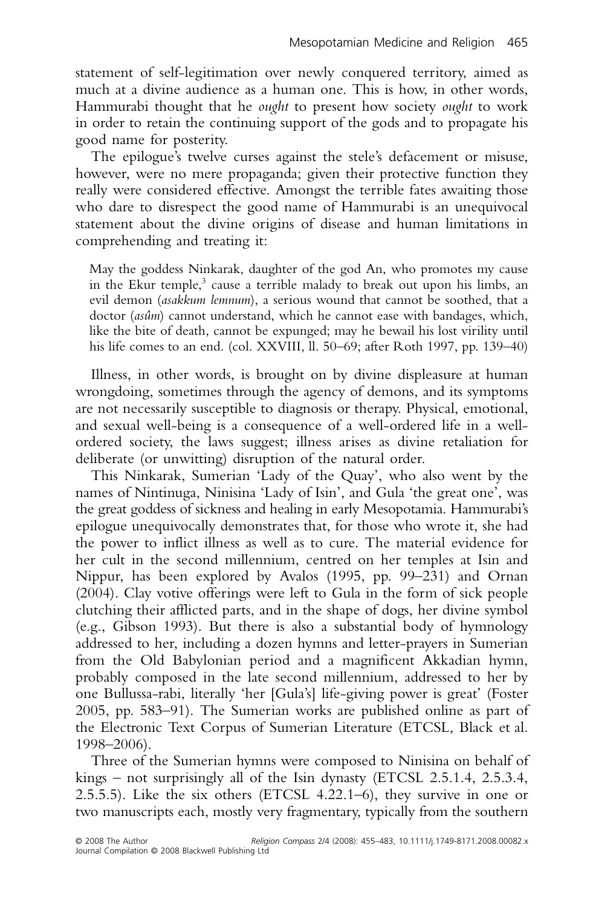statement of self-legitimation over newly conquered territory, aimed as much at a divine audience as a human one. This is how, in other words, Hammurabi thought that he *ought* to present how society *ought* to work in order to retain the continuing support of the gods and to propagate his good name for posterity.

The epilogue's twelve curses against the stele's defacement or misuse, however, were no mere propaganda; given their protective function they really were considered effective. Amongst the terrible fates awaiting those who dare to disrespect the good name of Hammurabi is an unequivocal statement about the divine origins of disease and human limitations in comprehending and treating it:

> May the goddess Ninkarak, daughter of the god An, who promotes my cause in the Ekur temple,[3] cause a terrible malady to break out upon his limbs, an evil demon (*asakkum lemnum*), a serious wound that cannot be soothed, that a doctor (*asûm*) cannot understand, which he cannot ease with bandages, which, like the bite of death, cannot be expunged; may he bewail his lost virility until his life comes to an end. (col. XXVIII, ll. 50–69; after Roth 1997, pp. 139–40)

Illness, in other words, is brought on by divine displeasure at human wrongdoing, sometimes through the agency of demons, and its symptoms are not necessarily susceptible to diagnosis or therapy. Physical, emotional, and sexual well-being is a consequence of a well-ordered life in a well-ordered society, the laws suggest; illness arises as divine retaliation for deliberate (or unwitting) disruption of the natural order.

This Ninkarak, Sumerian 'Lady of the Quay', who also went by the names of Nintinuga, Ninisina 'Lady of Isin', and Gula 'the great one', was the great goddess of sickness and healing in early Mesopotamia. Hammurabi's epilogue unequivocally demonstrates that, for those who wrote it, she had the power to inflict illness as well as to cure. The material evidence for her cult in the second millennium, centred on her temples at Isin and Nippur, has been explored by Avalos (1995, pp. 99–231) and Ornan (2004). Clay votive offerings were left to Gula in the form of sick people clutching their afflicted parts, and in the shape of dogs, her divine symbol (e.g., Gibson 1993). But there is also a substantial body of hymnology addressed to her, including a dozen hymns and letter-prayers in Sumerian from the Old Babylonian period and a magnificent Akkadian hymn, probably composed in the late second millennium, addressed to her by one Bullussa-rabi, literally 'her [Gula's] life-giving power is great' (Foster 2005, pp. 583–91). The Sumerian works are published online as part of the Electronic Text Corpus of Sumerian Literature (ETCSL, Black et al. 1998–2006).

Three of the Sumerian hymns were composed to Ninisina on behalf of kings – not surprisingly all of the Isin dynasty (ETCSL 2.5.1.4, 2.5.3.4, 2.5.5.5). Like the six others (ETCSL 4.22.1–6), they survive in one or two manuscripts each, mostly very fragmentary, typically from the southern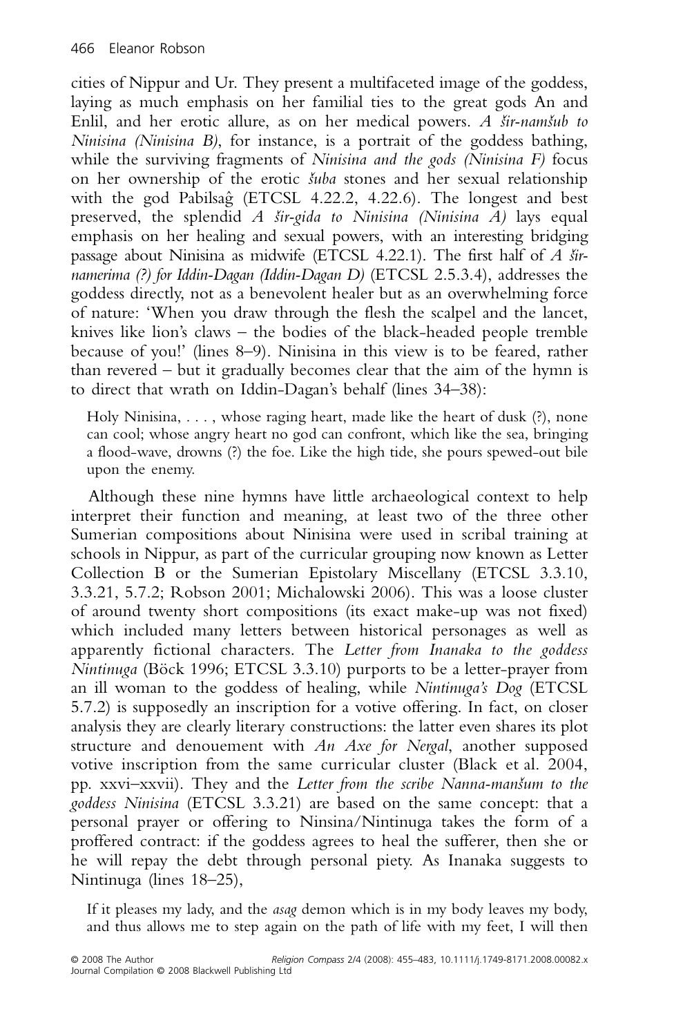cities of Nippur and Ur. They present a multifaceted image of the goddess, laying as much emphasis on her familial ties to the great gods An and Enlil, and her erotic allure, as on her medical powers. *A šir-namšub to Ninisina (Ninisina B)*, for instance, is a portrait of the goddess bathing, while the surviving fragments of *Ninisina and the gods (Ninisina F)* focus on her ownership of the erotic *šuba* stones and her sexual relationship with the god Pabilsaĝ (ETCSL 4.22.2, 4.22.6). The longest and best preserved, the splendid *A šir-gida to Ninisina (Ninisina A)* lays equal emphasis on her healing and sexual powers, with an interesting bridging passage about Ninisina as midwife (ETCSL 4.22.1). The first half of *A šir-namerima (?) for Iddin-Dagan (Iddin-Dagan D)* (ETCSL 2.5.3.4), addresses the goddess directly, not as a benevolent healer but as an overwhelming force of nature: 'When you draw through the flesh the scalpel and the lancet, knives like lion's claws – the bodies of the black-headed people tremble because of you!' (lines 8–9). Ninisina in this view is to be feared, rather than revered – but it gradually becomes clear that the aim of the hymn is to direct that wrath on Iddin-Dagan's behalf (lines 34–38):

> Holy Ninisina, . . . , whose raging heart, made like the heart of dusk (?), none can cool; whose angry heart no god can confront, which like the sea, bringing a flood-wave, drowns (?) the foe. Like the high tide, she pours spewed-out bile upon the enemy.

Although these nine hymns have little archaeological context to help interpret their function and meaning, at least two of the three other Sumerian compositions about Ninisina were used in scribal training at schools in Nippur, as part of the curricular grouping now known as Letter Collection B or the Sumerian Epistolary Miscellany (ETCSL 3.3.10, 3.3.21, 5.7.2; Robson 2001; Michalowski 2006). This was a loose cluster of around twenty short compositions (its exact make-up was not fixed) which included many letters between historical personages as well as apparently fictional characters. The *Letter from Inanaka to the goddess Nintinuga* (Böck 1996; ETCSL 3.3.10) purports to be a letter-prayer from an ill woman to the goddess of healing, while *Nintinuga's Dog* (ETCSL 5.7.2) is supposedly an inscription for a votive offering. In fact, on closer analysis they are clearly literary constructions: the latter even shares its plot structure and denouement with *An Axe for Nergal*, another supposed votive inscription from the same curricular cluster (Black et al. 2004, pp. xxvi–xxvii). They and the *Letter from the scribe Nanna-manšum to the goddess Ninisina* (ETCSL 3.3.21) are based on the same concept: that a personal prayer or offering to Ninsina/Nintinuga takes the form of a proffered contract: if the goddess agrees to heal the sufferer, then she or he will repay the debt through personal piety. As Inanaka suggests to Nintinuga (lines 18–25),

> If it pleases my lady, and the *asag* demon which is in my body leaves my body, and thus allows me to step again on the path of life with my feet, I will then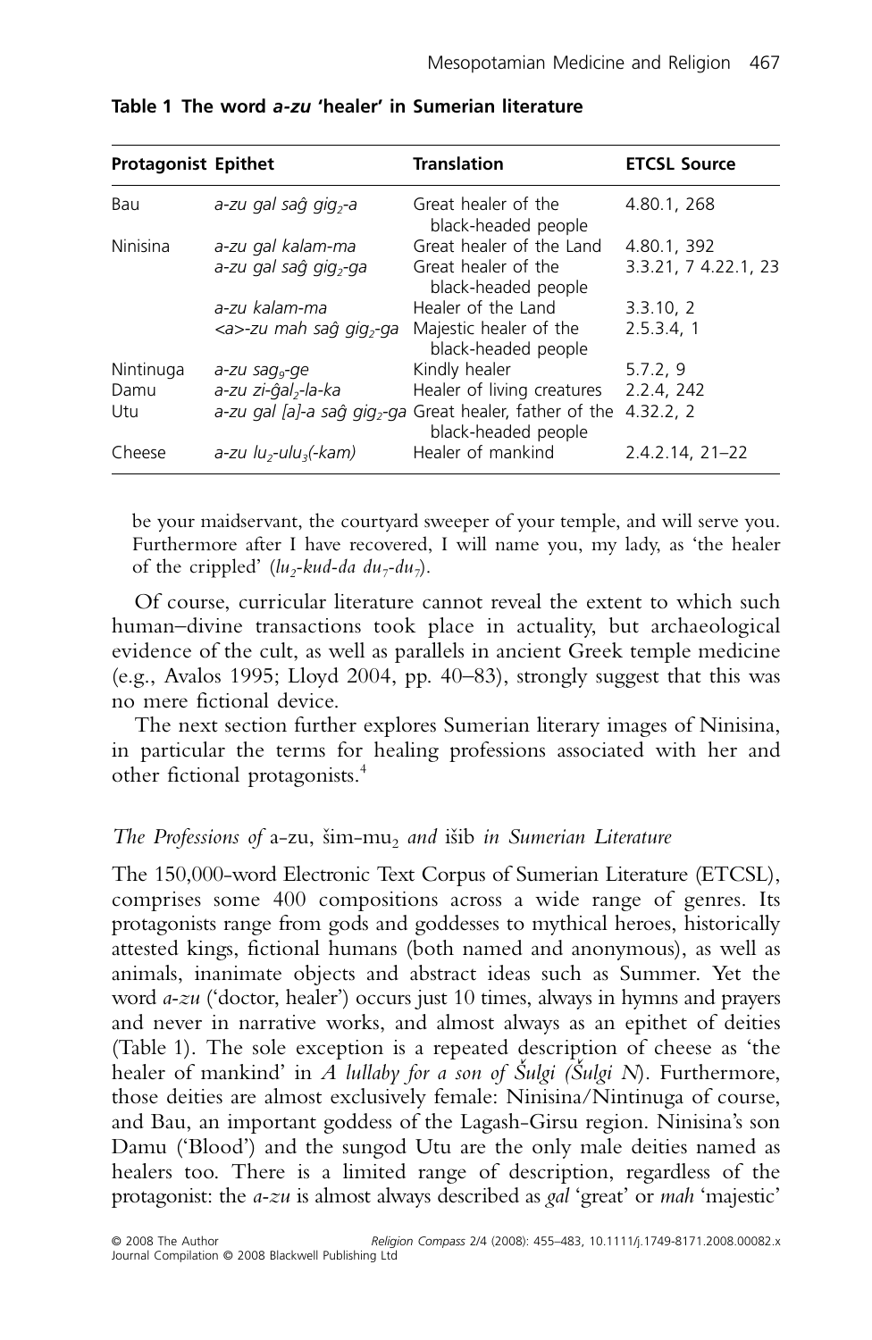**Table 1 The word *a-zu* 'healer' in Sumerian literature**

| Protagonist | Epithet | Translation | ETCSL Source |
|---|---|---|---|
| Bau | *a-zu gal saĝ gig$_2$-a* | Great healer of the black-headed people | 4.80.1, 268 |
| Ninisina | *a-zu gal kalam-ma* | Great healer of the Land | 4.80.1, 392 |
| | *a-zu gal saĝ gig$_2$-ga* | Great healer of the black-headed people | 3.3.21, 7 4.22.1, 23 |
| | *a-zu kalam-ma* | Healer of the Land | 3.3.10, 2 |
| | *<a>-zu mah saĝ gig$_2$-ga* | Majestic healer of the black-headed people | 2.5.3.4, 1 |
| Nintinuga | *a-zu sag$_9$-ge* | Kindly healer | 5.7.2, 9 |
| Damu | *a-zu zi-ĝal$_2$-la-ka* | Healer of living creatures | 2.2.4, 242 |
| Utu | *a-zu gal [a]-a saĝ gig$_2$-ga* | Great healer, father of the black-headed people | 4.32.2, 2 |
| Cheese | *a-zu lu$_2$-ulu$_3$(-kam)* | Healer of mankind | 2.4.2.14, 21–22 |

be your maidservant, the courtyard sweeper of your temple, and will serve you. Furthermore after I have recovered, I will name you, my lady, as 'the healer of the crippled' (*lu$_2$-kud-da du$_7$-du$_7$*).

Of course, curricular literature cannot reveal the extent to which such human–divine transactions took place in actuality, but archaeological evidence of the cult, as well as parallels in ancient Greek temple medicine (e.g., Avalos 1995; Lloyd 2004, pp. 40–83), strongly suggest that this was no mere fictional device.

The next section further explores Sumerian literary images of Ninisina, in particular the terms for healing professions associated with her and other fictional protagonists.[4]

### *The Professions of* a-zu, šim-mu$_2$ *and* išib *in Sumerian Literature*

The 150,000-word Electronic Text Corpus of Sumerian Literature (ETCSL), comprises some 400 compositions across a wide range of genres. Its protagonists range from gods and goddesses to mythical heroes, historically attested kings, fictional humans (both named and anonymous), as well as animals, inanimate objects and abstract ideas such as Summer. Yet the word *a-zu* ('doctor, healer') occurs just 10 times, always in hymns and prayers and never in narrative works, and almost always as an epithet of deities (Table 1). The sole exception is a repeated description of cheese as 'the healer of mankind' in *A lullaby for a son of Šulgi (Šulgi N*). Furthermore, those deities are almost exclusively female: Ninisina/Nintinuga of course, and Bau, an important goddess of the Lagash-Girsu region. Ninisina's son Damu ('Blood') and the sungod Utu are the only male deities named as healers too. There is a limited range of description, regardless of the protagonist: the *a-zu* is almost always described as *gal* 'great' or *mah* 'majestic'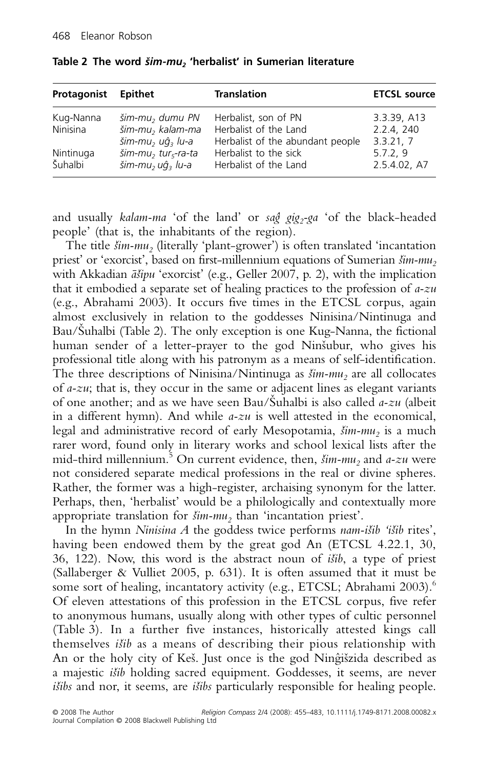**Table 2 The word *šim-mu₂* 'herbalist' in Sumerian literature**

| Protagonist | Epithet | Translation | ETCSL source |
|---|---|---|---|
| Kug-Nanna | *šim-mu₂ dumu PN* | Herbalist, son of PN | 3.3.39, A13 |
| Ninisina | *šim-mu₂ kalam-ma* | Herbalist of the Land | 2.2.4, 240 |
| | *šim-mu₂ uĝ₃ lu-a* | Herbalist of the abundant people | 3.3.21, 7 |
| Nintinuga | *šim-mu₂ tur₅-ra-ta* | Herbalist to the sick | 5.7.2, 9 |
| Šuhalbi | *šim-mu₂ uĝ₃ lu-a* | Herbalist of the Land | 2.5.4.02, A7 |

and usually *kalam-ma* 'of the land' or *saĝ gig₂-ga* 'of the black-headed people' (that is, the inhabitants of the region).

The title *šim-mu₂* (literally 'plant-grower') is often translated 'incantation priest' or 'exorcist', based on first-millennium equations of Sumerian *šim-mu₂* with Akkadian *āšipu* 'exorcist' (e.g., Geller 2007, p. 2), with the implication that it embodied a separate set of healing practices to the profession of *a-zu* (e.g., Abrahami 2003). It occurs five times in the ETCSL corpus, again almost exclusively in relation to the goddesses Ninisina/Nintinuga and Bau/Šuhalbi (Table 2). The only exception is one Kug-Nanna, the fictional human sender of a letter-prayer to the god Ninšubur, who gives his professional title along with his patronym as a means of self-identification. The three descriptions of Ninisina/Nintinuga as *šim-mu₂* are all collocates of *a-zu*; that is, they occur in the same or adjacent lines as elegant variants of one another; and as we have seen Bau/Šuhalbi is also called *a-zu* (albeit in a different hymn). And while *a-zu* is well attested in the economical, legal and administrative record of early Mesopotamia, *šim-mu₂* is a much rarer word, found only in literary works and school lexical lists after the mid-third millennium.[5] On current evidence, then, *šim-mu₂* and *a-zu* were not considered separate medical professions in the real or divine spheres. Rather, the former was a high-register, archaising synonym for the latter. Perhaps, then, 'herbalist' would be a philologically and contextually more appropriate translation for *šim-mu₂* than 'incantation priest'.

In the hymn *Ninisina A* the goddess twice performs *nam-išib 'išib* rites', having been endowed them by the great god An (ETCSL 4.22.1, 30, 36, 122). Now, this word is the abstract noun of *išib*, a type of priest (Sallaberger & Vulliet 2005, p. 631). It is often assumed that it must be some sort of healing, incantatory activity (e.g., ETCSL; Abrahami 2003).[6] Of eleven attestations of this profession in the ETCSL corpus, five refer to anonymous humans, usually along with other types of cultic personnel (Table 3). In a further five instances, historically attested kings call themselves *išib* as a means of describing their pious relationship with An or the holy city of Keš. Just once is the god Ninĝišzida described as a majestic *išib* holding sacred equipment. Goddesses, it seems, are never *išibs* and nor, it seems, are *išibs* particularly responsible for healing people.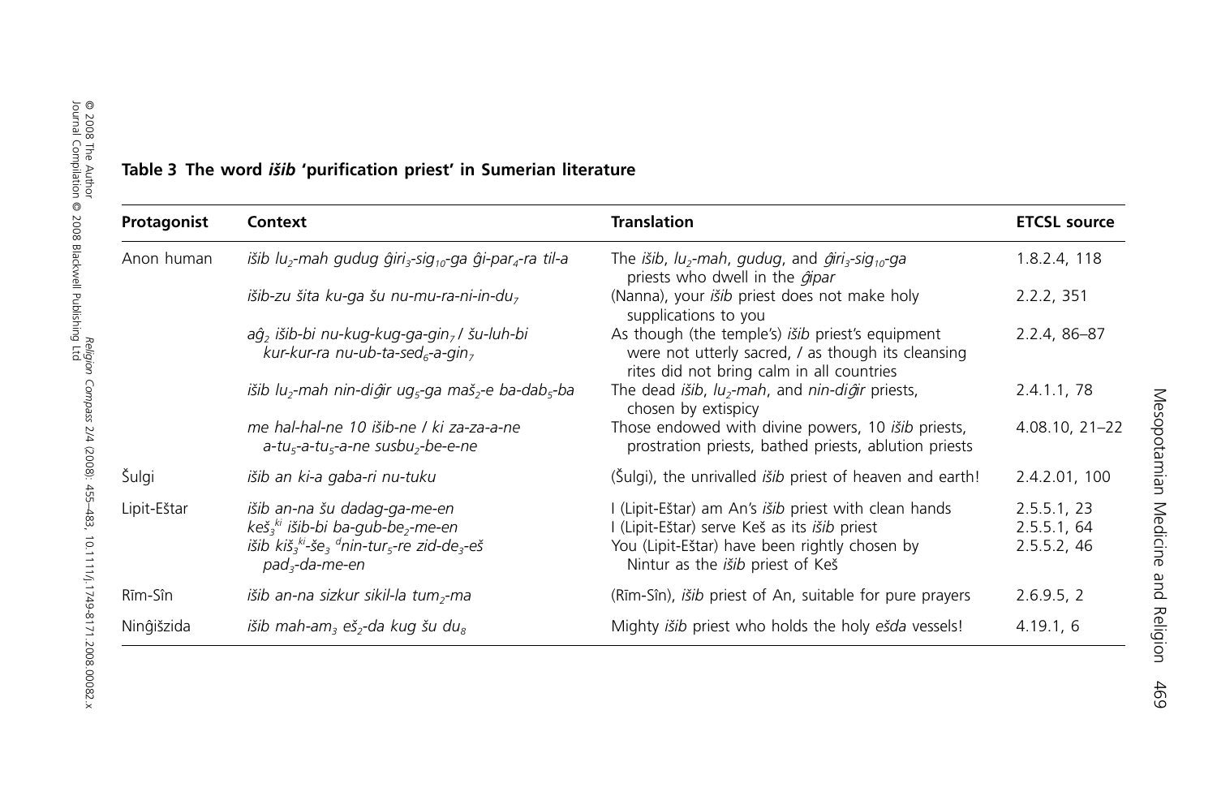**Table 3 The word *išib* 'purification priest' in Sumerian literature**

| Protagonist | Context | Translation | ETCSL source |
|---|---|---|---|
| Anon human | *išib lu$_2$-mah gudug ĝiri$_3$-sig$_{10}$-ga ĝi-par$_4$-ra til-a* | The *išib*, *lu$_2$-mah*, *gudug*, and *ĝiri$_3$-sig$_{10}$-ga* priests who dwell in the *ĝipar* | 1.8.2.4, 118 |
| | *išib-zu šita ku-ga šu nu-mu-ra-ni-in-du$_7$* | (Nanna), your *išib* priest does not make holy supplications to you | 2.2.2, 351 |
| | *aĝ$_2$ išib-bi nu-kug-kug-ga-gin$_7$ / šu-luh-bi kur-kur-ra nu-ub-ta-sed$_6$-a-gin$_7$* | As though (the temple's) *išib* priest's equipment were not utterly sacred, / as though its cleansing rites did not bring calm in all countries | 2.2.4, 86–87 |
| | *išib lu$_2$-mah nin-diĝir ug$_5$-ga maš$_2$-e ba-dab$_5$-ba* | The dead *išib*, *lu$_2$-mah*, and *nin-diĝir* priests, chosen by extispicy | 2.4.1.1, 78 |
| | *me hal-hal-ne 10 išib-ne / ki za-za-a-ne a-tu$_5$-a-tu$_5$-a-ne susbu$_2$-be-e-ne* | Those endowed with divine powers, 10 *išib* priests, prostration priests, bathed priests, ablution priests | 4.08.10, 21–22 |
| Šulgi | *išib an ki-a gaba-ri nu-tuku* | (Šulgi), the unrivalled *išib* priest of heaven and earth! | 2.4.2.01, 100 |
| Lipit-Eštar | *išib an-na šu dadag-ga-me-en* | I (Lipit-Eštar) am An's *išib* priest with clean hands | 2.5.5.1, 23 |
| | *keš$_3^{ki}$ išib-bi ba-gub-be$_2$-me-en* | I (Lipit-Eštar) serve Keš as its *išib* priest | 2.5.5.1, 64 |
| | *išib kiš$_3^{ki}$-še$_3$ $^d$nin-tur$_5$-re zid-de$_3$-eš pad$_3$-da-me-en* | You (Lipit-Eštar) have been rightly chosen by Nintur as the *išib* priest of Keš | 2.5.5.2, 46 |
| Rīm-Sîn | *išib an-na sizkur sikil-la tum$_2$-ma* | (Rīm-Sîn), *išib* priest of An, suitable for pure prayers | 2.6.9.5, 2 |
| Ninĝišzida | *išib mah-am$_3$ eš$_2$-da kug šu du$_8$* | Mighty *išib* priest who holds the holy *ešda* vessels! | 4.19.1, 6 |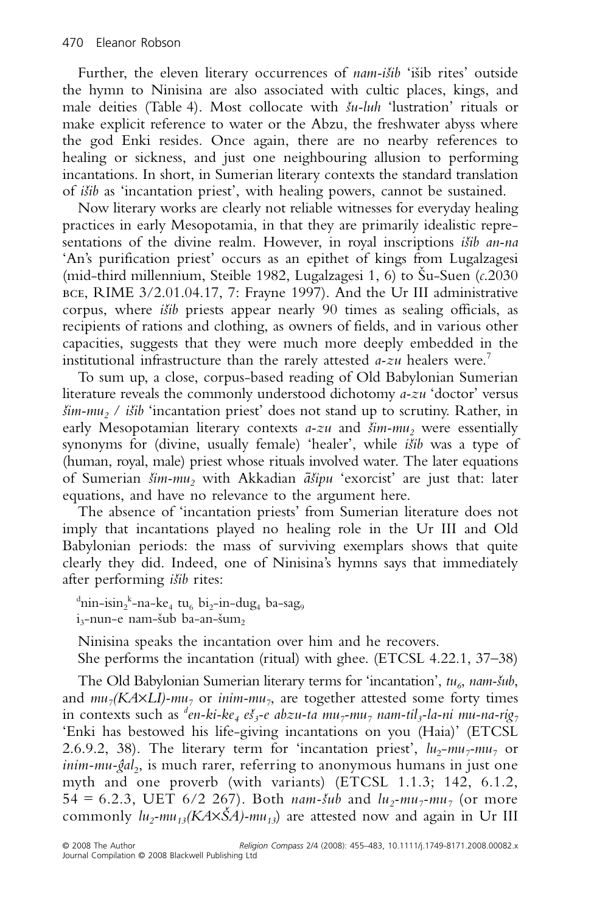Further, the eleven literary occurrences of *nam-išib* 'išib rites' outside the hymn to Ninisina are also associated with cultic places, kings, and male deities (Table 4). Most collocate with *šu-luh* 'lustration' rituals or make explicit reference to water or the Abzu, the freshwater abyss where the god Enki resides. Once again, there are no nearby references to healing or sickness, and just one neighbouring allusion to performing incantations. In short, in Sumerian literary contexts the standard translation of *išib* as 'incantation priest', with healing powers, cannot be sustained.

Now literary works are clearly not reliable witnesses for everyday healing practices in early Mesopotamia, in that they are primarily idealistic representations of the divine realm. However, in royal inscriptions *išib an-na* 'An's purification priest' occurs as an epithet of kings from Lugalzagesi (mid-third millennium, Steible 1982, Lugalzagesi 1, 6) to Šu-Suen (*c.*2030 BCE, RIME 3/2.01.04.17, 7: Frayne 1997). And the Ur III administrative corpus, where *išib* priests appear nearly 90 times as sealing officials, as recipients of rations and clothing, as owners of fields, and in various other capacities, suggests that they were much more deeply embedded in the institutional infrastructure than the rarely attested *a-zu* healers were.[7]

To sum up, a close, corpus-based reading of Old Babylonian Sumerian literature reveals the commonly understood dichotomy *a-zu* 'doctor' versus *šim-mu*$_2$ / *išib* 'incantation priest' does not stand up to scrutiny. Rather, in early Mesopotamian literary contexts *a-zu* and *šim-mu*$_2$ were essentially synonyms for (divine, usually female) 'healer', while *išib* was a type of (human, royal, male) priest whose rituals involved water. The later equations of Sumerian *šim-mu*$_2$ with Akkadian *āšipu* 'exorcist' are just that: later equations, and have no relevance to the argument here.

The absence of 'incantation priests' from Sumerian literature does not imply that incantations played no healing role in the Ur III and Old Babylonian periods: the mass of surviving exemplars shows that quite clearly they did. Indeed, one of Ninisina's hymns says that immediately after performing *išib* rites:

> $^{d}$nin-isin$_2$$^{k}$-na-ke$_4$ tu$_6$ bi$_2$-in-dug$_4$ ba-sag$_9$
> i$_3$-nun-e nam-šub ba-an-šum$_2$
>
> Ninisina speaks the incantation over him and he recovers.
> She performs the incantation (ritual) with ghee. (ETCSL 4.22.1, 37–38)

The Old Babylonian Sumerian literary terms for 'incantation', *tu*$_6$, *nam-šub*, and *mu*$_7$*(KA×LI)-mu*$_7$ or *inim-mu*$_7$, are together attested some forty times in contexts such as *$^{d}$en-ki-ke*$_4$ *eš*$_3$*-e abzu-ta mu*$_7$*-mu*$_7$ *nam-til*$_3$*-la-ni mu-na-rig*$_7$ 'Enki has bestowed his life-giving incantations on you (Haia)' (ETCSL 2.6.9.2, 38). The literary term for 'incantation priest', *lu*$_2$*-mu*$_7$*-mu*$_7$ or *inim-mu-ĝal*$_2$, is much rarer, referring to anonymous humans in just one myth and one proverb (with variants) (ETCSL 1.1.3; 142, 6.1.2, 54 = 6.2.3, UET 6/2 267). Both *nam-šub* and *lu*$_2$*-mu*$_7$*-mu*$_7$ (or more commonly *lu*$_2$*-mu*$_{13}$*(KA×ŠA)-mu*$_{13}$) are attested now and again in Ur III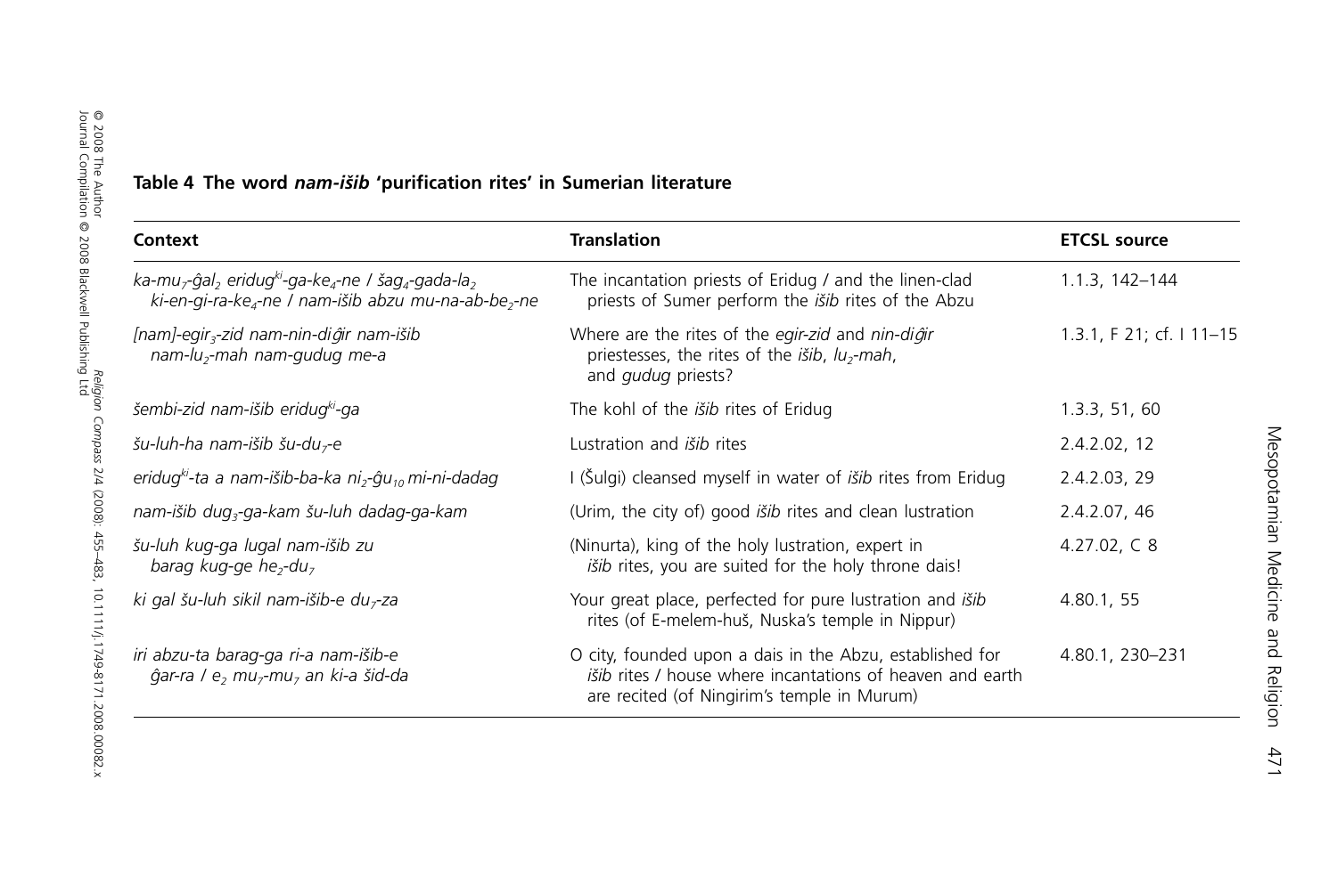**Table 4 The word *nam-išib* 'purification rites' in Sumerian literature**

| Context | Translation | ETCSL source |
|---|---|---|
| *ka-mu$_7$-ĝal$_2$ eridug$^{ki}$-ga-ke$_4$-ne / šag$_4$-gada-la$_2$ ki-en-gi-ra-ke$_4$-ne / nam-išib abzu mu-na-ab-be$_2$-ne* | The incantation priests of Eridug / and the linen-clad priests of Sumer perform the *išib* rites of the Abzu | 1.1.3, 142–144 |
| *[nam]-egir$_3$-zid nam-nin-diĝir nam-išib nam-lu$_2$-mah nam-gudug me-a* | Where are the rites of the *egir-zid* and *nin-diĝir* priestesses, the rites of the *išib*, *lu$_2$-mah*, and *gudug* priests? | 1.3.1, F 21; cf. I 11–15 |
| *šembi-zid nam-išib eridug$^{ki}$-ga* | The kohl of the *išib* rites of Eridug | 1.3.3, 51, 60 |
| *šu-luh-ha nam-išib šu-du$_7$-e* | Lustration and *išib* rites | 2.4.2.02, 12 |
| *eridug$^{ki}$-ta a nam-išib-ba-ka ni$_2$-ĝu$_{10}$ mi-ni-dadag* | I (Šulgi) cleansed myself in water of *išib* rites from Eridug | 2.4.2.03, 29 |
| *nam-išib dug$_3$-ga-kam šu-luh dadag-ga-kam* | (Urim, the city of) good *išib* rites and clean lustration | 2.4.2.07, 46 |
| *šu-luh kug-ga lugal nam-išib zu barag kug-ge he$_2$-du$_7$* | (Ninurta), king of the holy lustration, expert in *išib* rites, you are suited for the holy throne dais! | 4.27.02, C 8 |
| *ki gal šu-luh sikil nam-išib-e du$_7$-za* | Your great place, perfected for pure lustration and *išib* rites (of E-melem-huš, Nuska's temple in Nippur) | 4.80.1, 55 |
| *iri abzu-ta barag-ga ri-a nam-išib-e ĝar-ra / e$_2$ mu$_7$-mu$_7$ an ki-a šid-da* | O city, founded upon a dais in the Abzu, established for *išib* rites / house where incantations of heaven and earth are recited (of Ningirim's temple in Murum) | 4.80.1, 230–231 |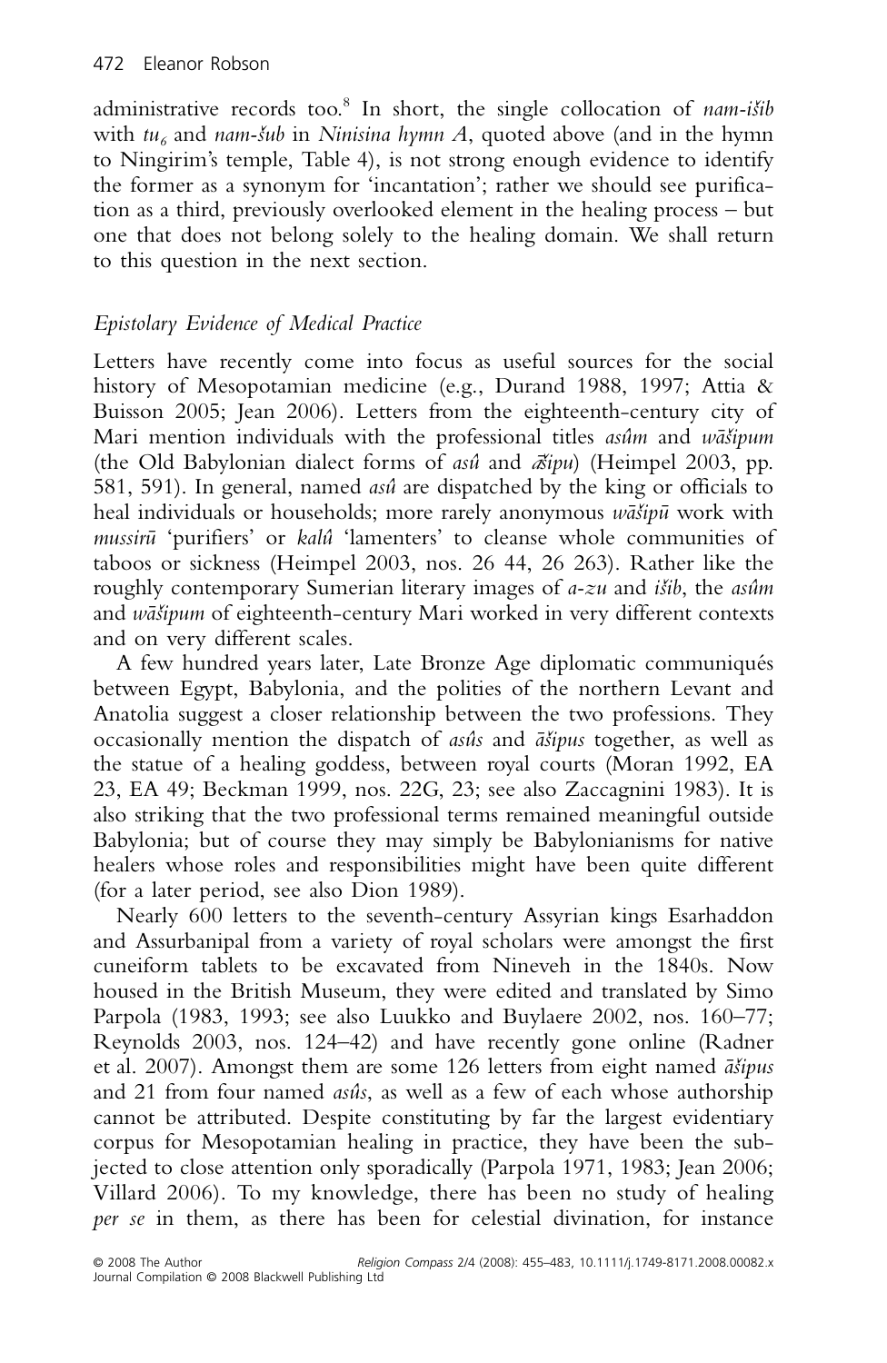administrative records too.[8] In short, the single collocation of *nam-išib* with $tu_6$ and *nam-šub* in *Ninisina hymn A*, quoted above (and in the hymn to Ningirim's temple, Table 4), is not strong enough evidence to identify the former as a synonym for 'incantation'; rather we should see purification as a third, previously overlooked element in the healing process – but one that does not belong solely to the healing domain. We shall return to this question in the next section.

### *Epistolary Evidence of Medical Practice*

Letters have recently come into focus as useful sources for the social history of Mesopotamian medicine (e.g., Durand 1988, 1997; Attia & Buisson 2005; Jean 2006). Letters from the eighteenth-century city of Mari mention individuals with the professional titles *asûm* and *wāšipum* (the Old Babylonian dialect forms of *asû* and *āšipu*) (Heimpel 2003, pp. 581, 591). In general, named *asû* are dispatched by the king or officials to heal individuals or households; more rarely anonymous *wāšipū* work with *mussirū* 'purifiers' or *kalû* 'lamenters' to cleanse whole communities of taboos or sickness (Heimpel 2003, nos. 26 44, 26 263). Rather like the roughly contemporary Sumerian literary images of *a-zu* and *išib*, the *asûm* and *wāšipum* of eighteenth-century Mari worked in very different contexts and on very different scales.

A few hundred years later, Late Bronze Age diplomatic communiqués between Egypt, Babylonia, and the polities of the northern Levant and Anatolia suggest a closer relationship between the two professions. They occasionally mention the dispatch of *asûs* and *āšipus* together, as well as the statue of a healing goddess, between royal courts (Moran 1992, EA 23, EA 49; Beckman 1999, nos. 22G, 23; see also Zaccagnini 1983). It is also striking that the two professional terms remained meaningful outside Babylonia; but of course they may simply be Babylonianisms for native healers whose roles and responsibilities might have been quite different (for a later period, see also Dion 1989).

Nearly 600 letters to the seventh-century Assyrian kings Esarhaddon and Assurbanipal from a variety of royal scholars were amongst the first cuneiform tablets to be excavated from Nineveh in the 1840s. Now housed in the British Museum, they were edited and translated by Simo Parpola (1983, 1993; see also Luukko and Buylaere 2002, nos. 160–77; Reynolds 2003, nos. 124–42) and have recently gone online (Radner et al. 2007). Amongst them are some 126 letters from eight named *āšipus* and 21 from four named *asûs*, as well as a few of each whose authorship cannot be attributed. Despite constituting by far the largest evidentiary corpus for Mesopotamian healing in practice, they have been the subjected to close attention only sporadically (Parpola 1971, 1983; Jean 2006; Villard 2006). To my knowledge, there has been no study of healing *per se* in them, as there has been for celestial divination, for instance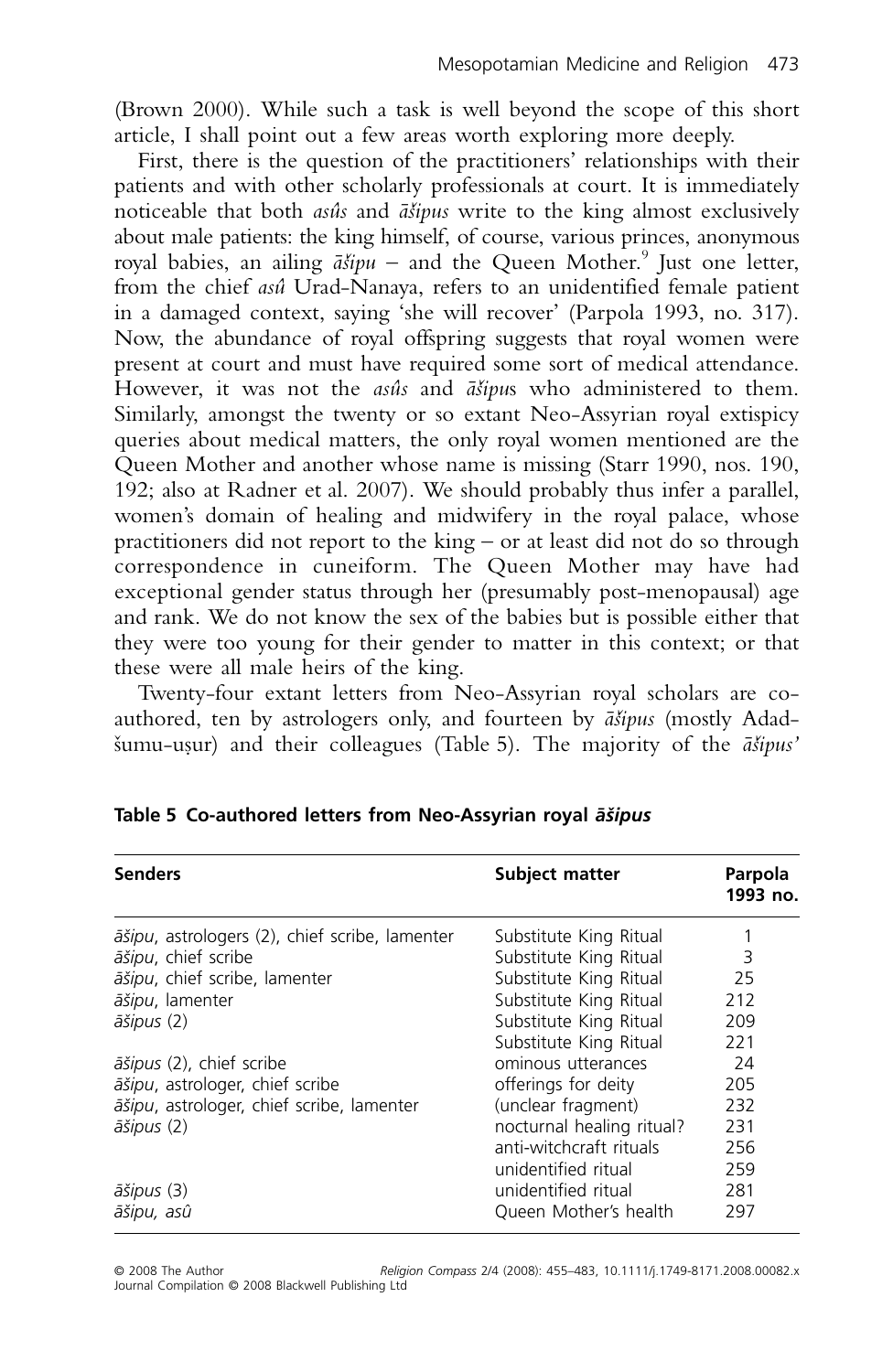(Brown 2000). While such a task is well beyond the scope of this short article, I shall point out a few areas worth exploring more deeply.

First, there is the question of the practitioners' relationships with their patients and with other scholarly professionals at court. It is immediately noticeable that both *asûs* and *āšipus* write to the king almost exclusively about male patients: the king himself, of course, various princes, anonymous royal babies, an ailing *āšipu* – and the Queen Mother.[9] Just one letter, from the chief *asû* Urad-Nanaya, refers to an unidentified female patient in a damaged context, saying 'she will recover' (Parpola 1993, no. 317). Now, the abundance of royal offspring suggests that royal women were present at court and must have required some sort of medical attendance. However, it was not the *asûs* and *āšipu*s who administered to them. Similarly, amongst the twenty or so extant Neo-Assyrian royal extispicy queries about medical matters, the only royal women mentioned are the Queen Mother and another whose name is missing (Starr 1990, nos. 190, 192; also at Radner et al. 2007). We should probably thus infer a parallel, women's domain of healing and midwifery in the royal palace, whose practitioners did not report to the king – or at least did not do so through correspondence in cuneiform. The Queen Mother may have had exceptional gender status through her (presumably post-menopausal) age and rank. We do not know the sex of the babies but is possible either that they were too young for their gender to matter in this context; or that these were all male heirs of the king.

Twenty-four extant letters from Neo-Assyrian royal scholars are co-authored, ten by astrologers only, and fourteen by *āšipus* (mostly Adad-šumu-uṣur) and their colleagues (Table 5). The majority of the *āšipus'*

**Table 5 Co-authored letters from Neo-Assyrian royal *āšipus***

| Senders | Subject matter | Parpola 1993 no. |
|---|---|---|
| *āšipu*, astrologers (2), chief scribe, lamenter | Substitute King Ritual | 1 |
| *āšipu*, chief scribe | Substitute King Ritual | 3 |
| *āšipu*, chief scribe, lamenter | Substitute King Ritual | 25 |
| *āšipu*, lamenter | Substitute King Ritual | 212 |
| *āšipus* (2) | Substitute King Ritual | 209 |
| | Substitute King Ritual | 221 |
| *āšipus* (2), chief scribe | ominous utterances | 24 |
| *āšipu*, astrologer, chief scribe | offerings for deity | 205 |
| *āšipu*, astrologer, chief scribe, lamenter | (unclear fragment) | 232 |
| *āšipus* (2) | nocturnal healing ritual? | 231 |
| | anti-witchcraft rituals | 256 |
| | unidentified ritual | 259 |
| *āšipus* (3) | unidentified ritual | 281 |
| *āšipu, asû* | Queen Mother's health | 297 |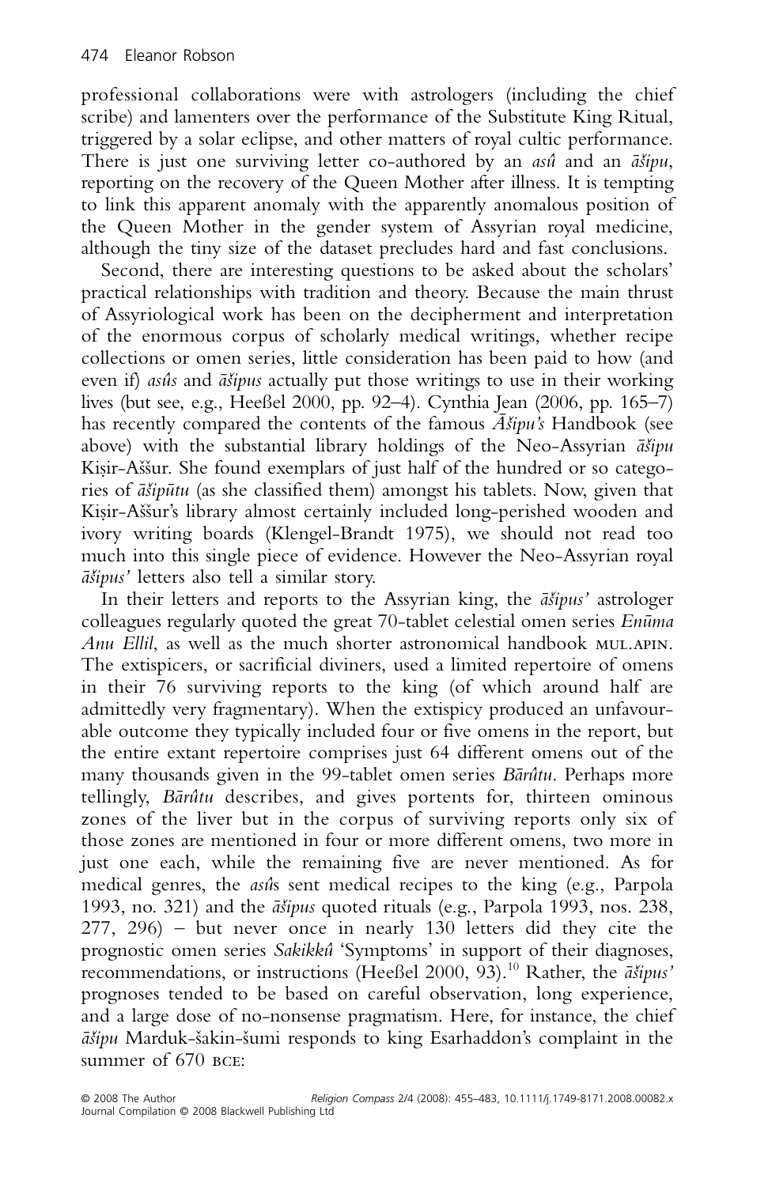professional collaborations were with astrologers (including the chief scribe) and lamenters over the performance of the Substitute King Ritual, triggered by a solar eclipse, and other matters of royal cultic performance. There is just one surviving letter co-authored by an *asû* and an *āšipu*, reporting on the recovery of the Queen Mother after illness. It is tempting to link this apparent anomaly with the apparently anomalous position of the Queen Mother in the gender system of Assyrian royal medicine, although the tiny size of the dataset precludes hard and fast conclusions.

Second, there are interesting questions to be asked about the scholars' practical relationships with tradition and theory. Because the main thrust of Assyriological work has been on the decipherment and interpretation of the enormous corpus of scholarly medical writings, whether recipe collections or omen series, little consideration has been paid to how (and even if) *asûs* and *āšipus* actually put those writings to use in their working lives (but see, e.g., Heeßel 2000, pp. 92–4). Cynthia Jean (2006, pp. 165–7) has recently compared the contents of the famous *Āšipu's* Handbook (see above) with the substantial library holdings of the Neo-Assyrian *āšipu* Kiṣir-Aššur. She found exemplars of just half of the hundred or so categories of *āšipūtu* (as she classified them) amongst his tablets. Now, given that Kiṣir-Aššur's library almost certainly included long-perished wooden and ivory writing boards (Klengel-Brandt 1975), we should not read too much into this single piece of evidence. However the Neo-Assyrian royal *āšipus'* letters also tell a similar story.

In their letters and reports to the Assyrian king, the *āšipus'* astrologer colleagues regularly quoted the great 70-tablet celestial omen series *Enūma Anu Ellil*, as well as the much shorter astronomical handbook MUL.APIN. The extispicers, or sacrificial diviners, used a limited repertoire of omens in their 76 surviving reports to the king (of which around half are admittedly very fragmentary). When the extispicy produced an unfavourable outcome they typically included four or five omens in the report, but the entire extant repertoire comprises just 64 different omens out of the many thousands given in the 99-tablet omen series *Bārûtu*. Perhaps more tellingly, *Bārûtu* describes, and gives portents for, thirteen ominous zones of the liver but in the corpus of surviving reports only six of those zones are mentioned in four or more different omens, two more in just one each, while the remaining five are never mentioned. As for medical genres, the *asûs* sent medical recipes to the king (e.g., Parpola 1993, no. 321) and the *āšipus* quoted rituals (e.g., Parpola 1993, nos. 238, 277, 296) – but never once in nearly 130 letters did they cite the prognostic omen series *Sakikkû* 'Symptoms' in support of their diagnoses, recommendations, or instructions (Heeßel 2000, 93).[10] Rather, the *āšipus'* prognoses tended to be based on careful observation, long experience, and a large dose of no-nonsense pragmatism. Here, for instance, the chief *āšipu* Marduk-šakin-šumi responds to king Esarhaddon's complaint in the summer of 670 BCE: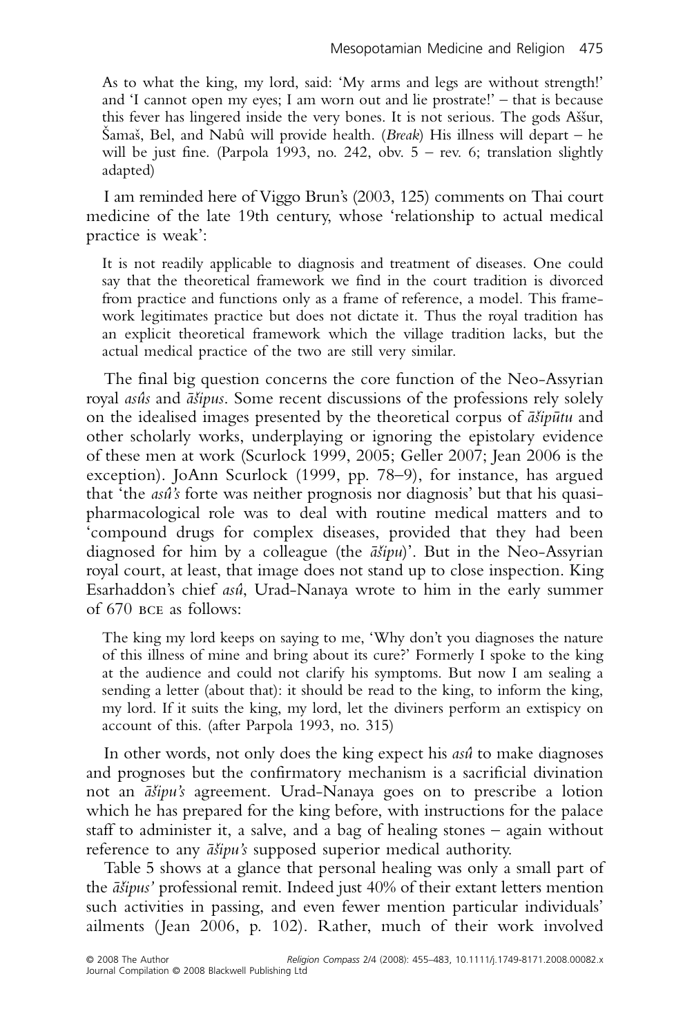As to what the king, my lord, said: 'My arms and legs are without strengtht!' and 'I cannot open my eyes; I am worn out and lie prostrate!' – that is because this fever has lingered inside the very bones. It is not serious. The gods Aššur, Šamaš, Bel, and Nabû will provide health. (*Break*) His illness will depart – he will be just fine. (Parpola 1993, no. 242, obv. 5 – rev. 6; translation slightly adapted)

I am reminded here of Viggo Brun's (2003, 125) comments on Thai court medicine of the late 19th century, whose 'relationship to actual medical practice is weak':

It is not readily applicable to diagnosis and treatment of diseases. One could say that the theoretical framework we find in the court tradition is divorced from practice and functions only as a frame of reference, a model. This framework legitimates practice but does not dictate it. Thus the royal tradition has an explicit theoretical framework which the village tradition lacks, but the actual medical practice of the two are still very similar.

The final big question concerns the core function of the Neo-Assyrian royal *asûs* and *āšipus*. Some recent discussions of the professions rely solely on the idealised images presented by the theoretical corpus of *āšipūtu* and other scholarly works, underplaying or ignoring the epistolary evidence of these men at work (Scurlock 1999, 2005; Geller 2007; Jean 2006 is the exception). JoAnn Scurlock (1999, pp. 78–9), for instance, has argued that 'the *asû's* forte was neither prognosis nor diagnosis' but that his quasi-pharmacological role was to deal with routine medical matters and to 'compound drugs for complex diseases, provided that they had been diagnosed for him by a colleague (the *āšipu*)'. But in the Neo-Assyrian royal court, at least, that image does not stand up to close inspection. King Esarhaddon's chief *asû*, Urad-Nanaya wrote to him in the early summer of 670 BCE as follows:

The king my lord keeps on saying to me, 'Why don't you diagnoses the nature of this illness of mine and bring about its cure?' Formerly I spoke to the king at the audience and could not clarify his symptoms. But now I am sealing a sending a letter (about that): it should be read to the king, to inform the king, my lord. If it suits the king, my lord, let the diviners perform an extispicy on account of this. (after Parpola 1993, no. 315)

In other words, not only does the king expect his *asû* to make diagnoses and prognoses but the confirmatory mechanism is a sacrificial divination not an *āšipu's* agreement. Urad-Nanaya goes on to prescribe a lotion which he has prepared for the king before, with instructions for the palace staff to administer it, a salve, and a bag of healing stones – again without reference to any *āšipu's* supposed superior medical authority.

Table 5 shows at a glance that personal healing was only a small part of the *āšipus'* professional remit. Indeed just 40% of their extant letters mention such activities in passing, and even fewer mention particular individuals' ailments (Jean 2006, p. 102). Rather, much of their work involved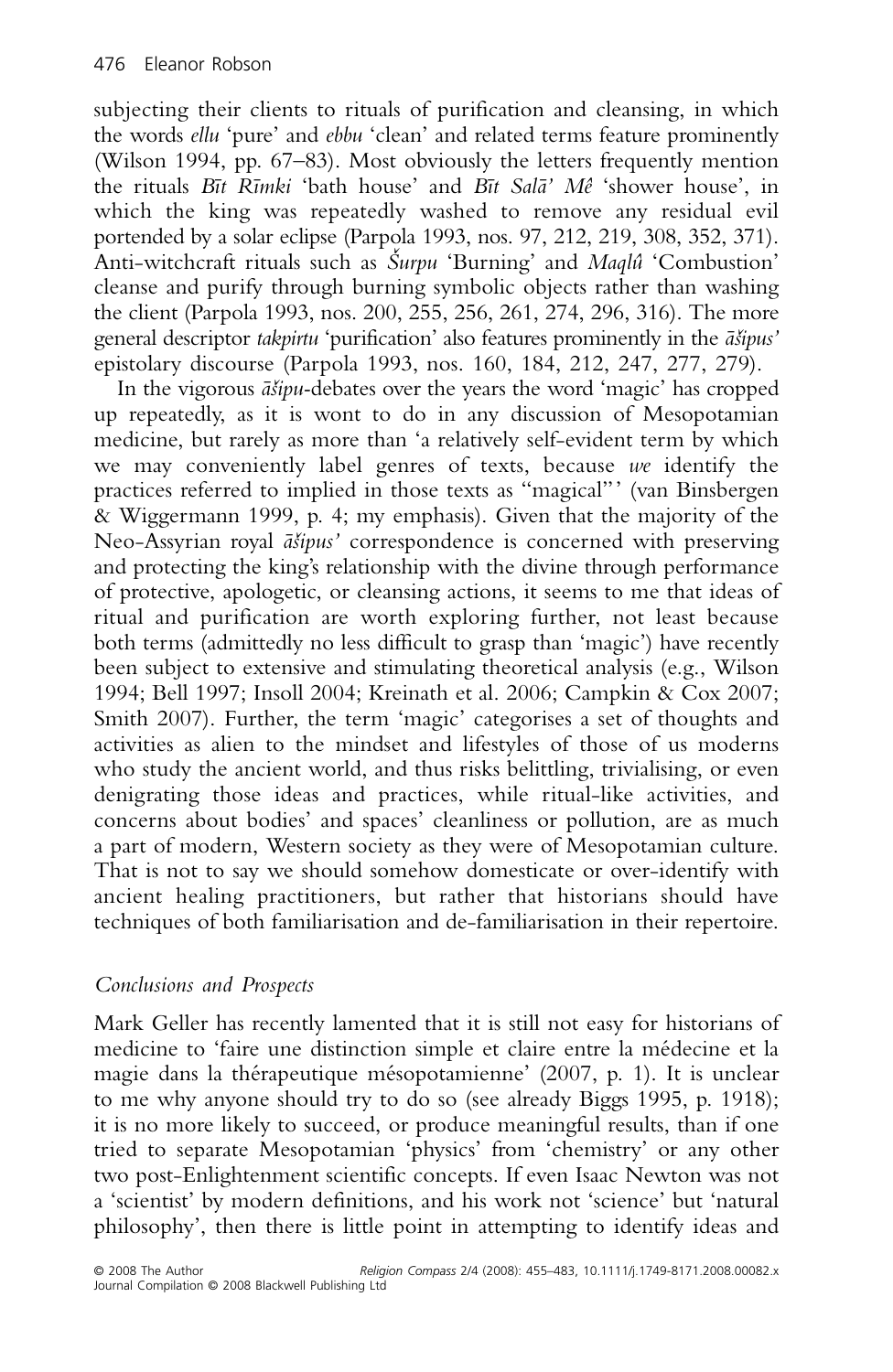subjecting their clients to rituals of purification and cleansing, in which the words *ellu* 'pure' and *ebbu* 'clean' and related terms feature prominently (Wilson 1994, pp. 67–83). Most obviously the letters frequently mention the rituals *Bīt Rīmki* 'bath house' and *Bīt Salā' Mê* 'shower house', in which the king was repeatedly washed to remove any residual evil portended by a solar eclipse (Parpola 1993, nos. 97, 212, 219, 308, 352, 371). Anti-witchcraft rituals such as *Šurpu* 'Burning' and *Maqlû* 'Combustion' cleanse and purify through burning symbolic objects rather than washing the client (Parpola 1993, nos. 200, 255, 256, 261, 274, 296, 316). The more general descriptor *takpirtu* 'purification' also features prominently in the *āšipus'* epistolary discourse (Parpola 1993, nos. 160, 184, 212, 247, 277, 279).

In the vigorous *āšipu*-debates over the years the word 'magic' has cropped up repeatedly, as it is wont to do in any discussion of Mesopotamian medicine, but rarely as more than 'a relatively self-evident term by which we may conveniently label genres of texts, because *we* identify the practices referred to implied in those texts as "magical"' (van Binsbergen & Wiggermann 1999, p. 4; my emphasis). Given that the majority of the Neo-Assyrian royal *āšipus'* correspondence is concerned with preserving and protecting the king's relationship with the divine through performance of protective, apologetic, or cleansing actions, it seems to me that ideas of ritual and purification are worth exploring further, not least because both terms (admittedly no less difficult to grasp than 'magic') have recently been subject to extensive and stimulating theoretical analysis (e.g., Wilson 1994; Bell 1997; Insoll 2004; Kreinath et al. 2006; Campkin & Cox 2007; Smith 2007). Further, the term 'magic' categorises a set of thoughts and activities as alien to the mindset and lifestyles of those of us moderns who study the ancient world, and thus risks belittling, trivialising, or even denigrating those ideas and practices, while ritual-like activities, and concerns about bodies' and spaces' cleanliness or pollution, are as much a part of modern, Western society as they were of Mesopotamian culture. That is not to say we should somehow domesticate or over-identify with ancient healing practitioners, but rather that historians should have techniques of both familiarisation and de-familiarisation in their repertoire.

## *Conclusions and Prospects*

Mark Geller has recently lamented that it is still not easy for historians of medicine to 'faire une distinction simple et claire entre la médecine et la magie dans la thérapeutique mésopotamienne' (2007, p. 1). It is unclear to me why anyone should try to do so (see already Biggs 1995, p. 1918); it is no more likely to succeed, or produce meaningful results, than if one tried to separate Mesopotamian 'physics' from 'chemistry' or any other two post-Enlightenment scientific concepts. If even Isaac Newton was not a 'scientist' by modern definitions, and his work not 'science' but 'natural philosophy', then there is little point in attempting to identify ideas and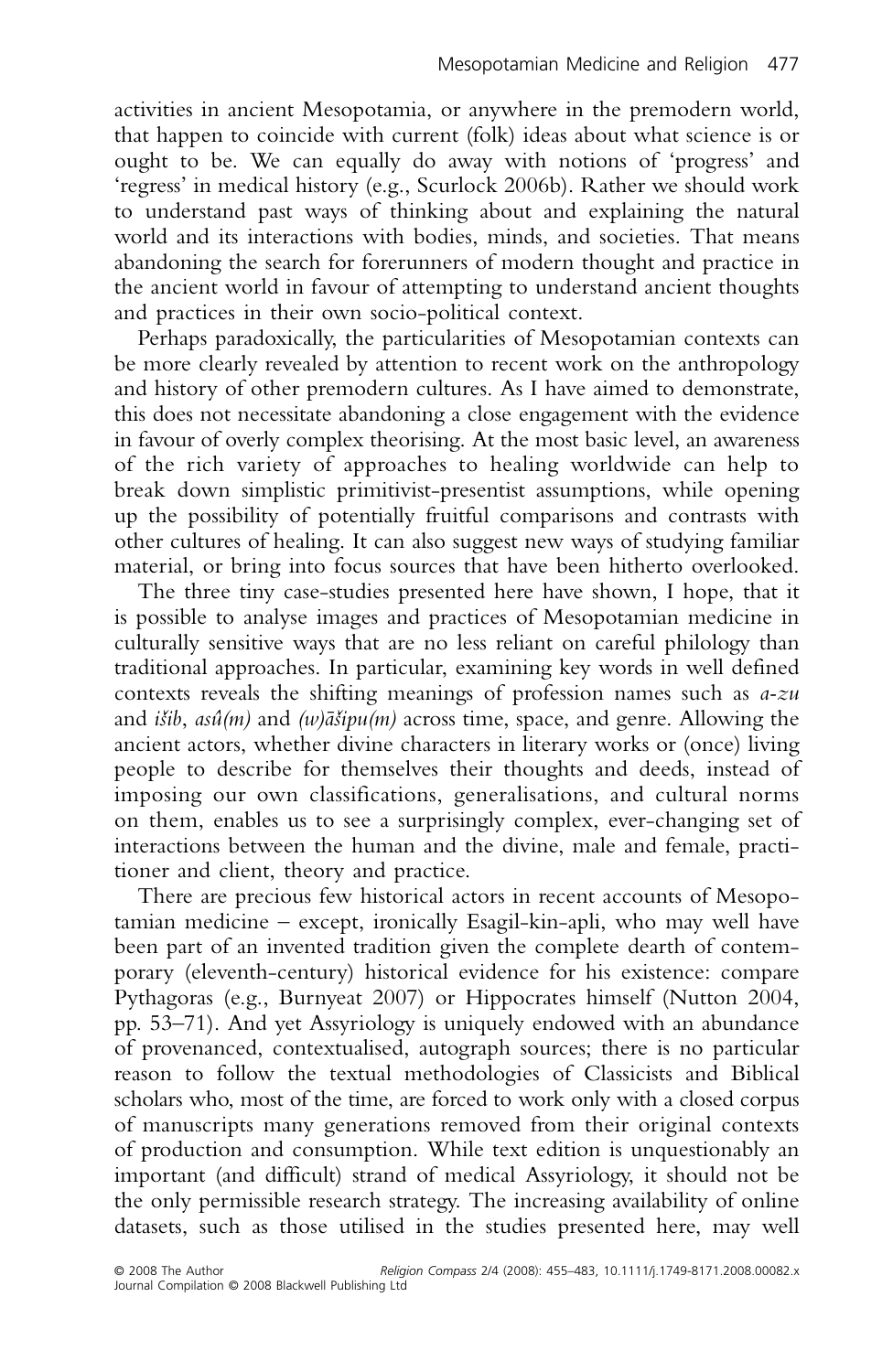activities in ancient Mesopotamia, or anywhere in the premodern world, that happen to coincide with current (folk) ideas about what science is or ought to be. We can equally do away with notions of 'progress' and 'regress' in medical history (e.g., Scurlock 2006b). Rather we should work to understand past ways of thinking about and explaining the natural world and its interactions with bodies, minds, and societies. That means abandoning the search for forerunners of modern thought and practice in the ancient world in favour of attempting to understand ancient thoughts and practices in their own socio-political context.

Perhaps paradoxically, the particularities of Mesopotamian contexts can be more clearly revealed by attention to recent work on the anthropology and history of other premodern cultures. As I have aimed to demonstrate, this does not necessitate abandoning a close engagement with the evidence in favour of overly complex theorising. At the most basic level, an awareness of the rich variety of approaches to healing worldwide can help to break down simplistic primitivist-presentist assumptions, while opening up the possibility of potentially fruitful comparisons and contrasts with other cultures of healing. It can also suggest new ways of studying familiar material, or bring into focus sources that have been hitherto overlooked.

The three tiny case-studies presented here have shown, I hope, that it is possible to analyse images and practices of Mesopotamian medicine in culturally sensitive ways that are no less reliant on careful philology than traditional approaches. In particular, examining key words in well defined contexts reveals the shifting meanings of profession names such as *a-zu* and *išib*, *asû(m)* and *(w)āšipu(m)* across time, space, and genre. Allowing the ancient actors, whether divine characters in literary works or (once) living people to describe for themselves their thoughts and deeds, instead of imposing our own classifications, generalisations, and cultural norms on them, enables us to see a surprisingly complex, ever-changing set of interactions between the human and the divine, male and female, practitioner and client, theory and practice.

There are precious few historical actors in recent accounts of Mesopotamian medicine – except, ironically Esagil-kin-apli, who may well have been part of an invented tradition given the complete dearth of contemporary (eleventh-century) historical evidence for his existence: compare Pythagoras (e.g., Burnyeat 2007) or Hippocrates himself (Nutton 2004, pp. 53–71). And yet Assyriology is uniquely endowed with an abundance of provenanced, contextualised, autograph sources; there is no particular reason to follow the textual methodologies of Classicists and Biblical scholars who, most of the time, are forced to work only with a closed corpus of manuscripts many generations removed from their original contexts of production and consumption. While text edition is unquestionably an important (and difficult) strand of medical Assyriology, it should not be the only permissible research strategy. The increasing availability of online datasets, such as those utilised in the studies presented here, may well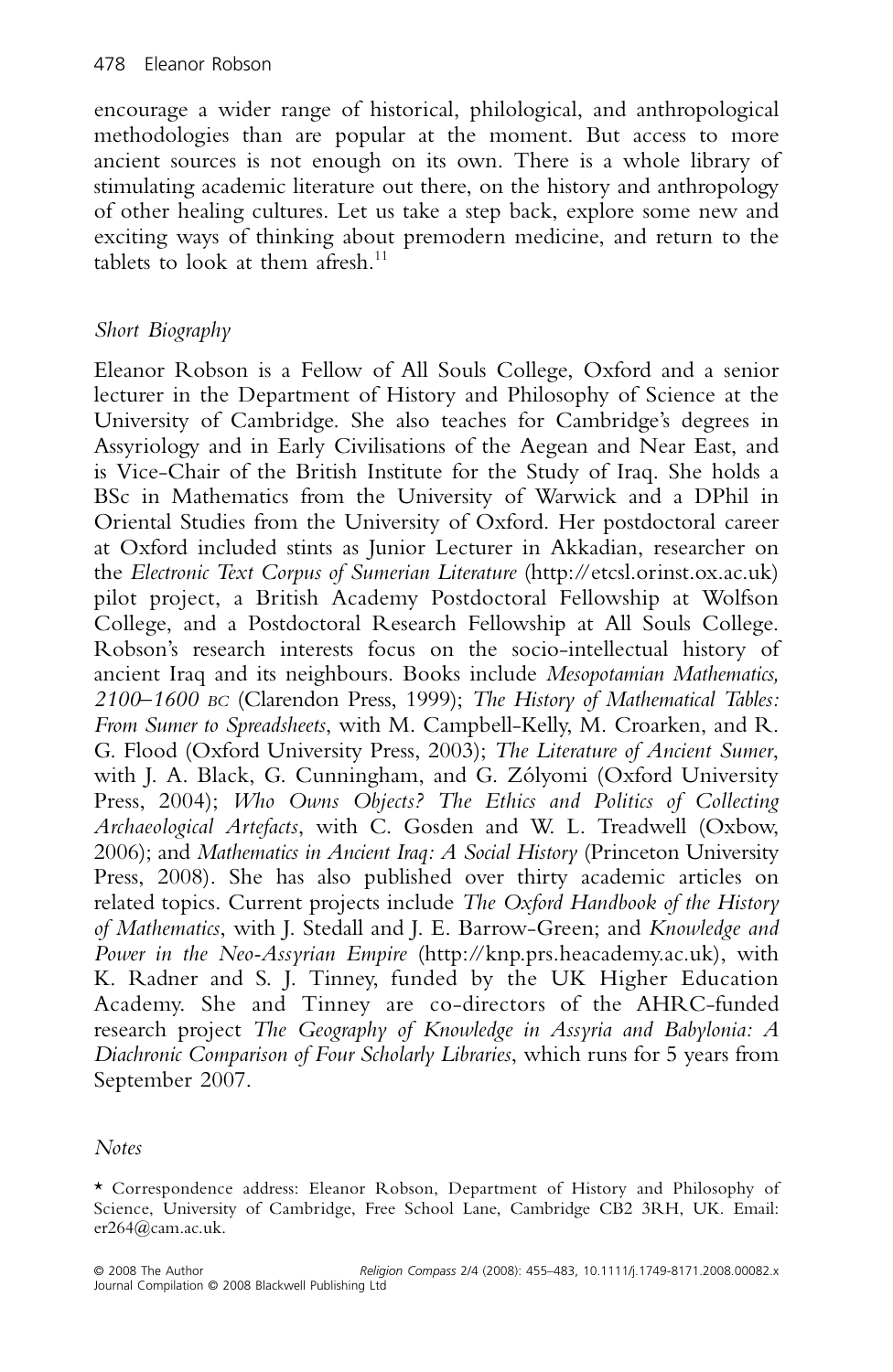encourage a wider range of historical, philological, and anthropological methodologies than are popular at the moment. But access to more ancient sources is not enough on its own. There is a whole library of stimulating academic literature out there, on the history and anthropology of other healing cultures. Let us take a step back, explore some new and exciting ways of thinking about premodern medicine, and return to the tablets to look at them afresh.[11]

### *Short Biography*

Eleanor Robson is a Fellow of All Souls College, Oxford and a senior lecturer in the Department of History and Philosophy of Science at the University of Cambridge. She also teaches for Cambridge's degrees in Assyriology and in Early Civilisations of the Aegean and Near East, and is Vice-Chair of the British Institute for the Study of Iraq. She holds a BSc in Mathematics from the University of Warwick and a DPhil in Oriental Studies from the University of Oxford. Her postdoctoral career at Oxford included stints as Junior Lecturer in Akkadian, researcher on the *Electronic Text Corpus of Sumerian Literature* (http://etcsl.orinst.ox.ac.uk) pilot project, a British Academy Postdoctoral Fellowship at Wolfson College, and a Postdoctoral Research Fellowship at All Souls College. Robson's research interests focus on the socio-intellectual history of ancient Iraq and its neighbours. Books include *Mesopotamian Mathematics, 2100–1600 BC* (Clarendon Press, 1999); *The History of Mathematical Tables: From Sumer to Spreadsheets*, with M. Campbell-Kelly, M. Croarken, and R. G. Flood (Oxford University Press, 2003); *The Literature of Ancient Sumer*, with J. A. Black, G. Cunningham, and G. Zólyomi (Oxford University Press, 2004); *Who Owns Objects? The Ethics and Politics of Collecting Archaeological Artefacts*, with C. Gosden and W. L. Treadwell (Oxbow, 2006); and *Mathematics in Ancient Iraq: A Social History* (Princeton University Press, 2008). She has also published over thirty academic articles on related topics. Current projects include *The Oxford Handbook of the History of Mathematics*, with J. Stedall and J. E. Barrow-Green; and *Knowledge and Power in the Neo-Assyrian Empire* (http://knp.prs.heacademy.ac.uk), with K. Radner and S. J. Tinney, funded by the UK Higher Education Academy. She and Tinney are co-directors of the AHRC-funded research project *The Geography of Knowledge in Assyria and Babylonia: A Diachronic Comparison of Four Scholarly Libraries*, which runs for 5 years from September 2007.

### *Notes*

\* Correspondence address: Eleanor Robson, Department of History and Philosophy of Science, University of Cambridge, Free School Lane, Cambridge CB2 3RH, UK. Email: er264@cam.ac.uk.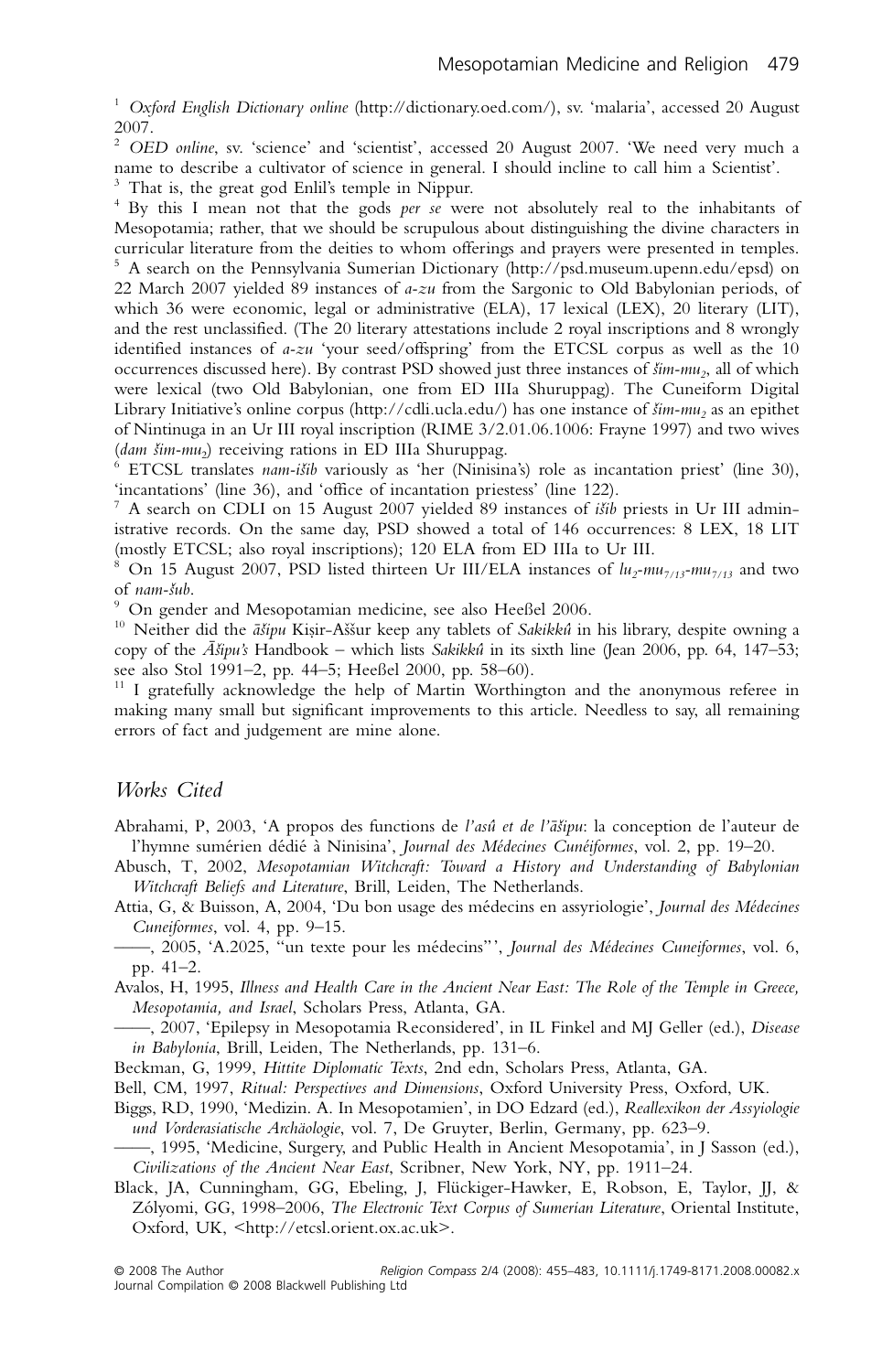[1] *Oxford English Dictionary online* (http://dictionary.oed.com/), sv. 'malaria', accessed 20 August 2007.

[2] *OED online*, sv. 'science' and 'scientist', accessed 20 August 2007. 'We need very much a name to describe a cultivator of science in general. I should incline to call him a Scientist'.

[3] That is, the great god Enlil's temple in Nippur.

[4] By this I mean not that the gods *per se* were not absolutely real to the inhabitants of Mesopotamia; rather, that we should be scrupulous about distinguishing the divine characters in curricular literature from the deities to whom offerings and prayers were presented in temples.

[5] A search on the Pennsylvania Sumerian Dictionary (http://psd.museum.upenn.edu/epsd) on 22 March 2007 yielded 89 instances of *a-zu* from the Sargonic to Old Babylonian periods, of which 36 were economic, legal or administrative (ELA), 17 lexical (LEX), 20 literary (LIT), and the rest unclassified. (The 20 literary attestations include 2 royal inscriptions and 8 wrongly identified instances of *a-zu* 'your seed/offspring' from the ETCSL corpus as well as the 10 occurrences discussed here). By contrast PSD showed just three instances of *šim-mu*$_2$, all of which were lexical (two Old Babylonian, one from ED IIIa Shuruppag). The Cuneiform Digital Library Initiative's online corpus (http://cdli.ucla.edu/) has one instance of *šim-mu*$_2$ as an epithet of Nintinuga in an Ur III royal inscription (RIME 3/2.01.06.1006: Frayne 1997) and two wives (*dam šim-mu*$_2$) receiving rations in ED IIIa Shuruppag.

[6] ETCSL translates *nam-išib* variously as 'her (Ninisina's) role as incantation priest' (line 30), 'incantations' (line 36), and 'office of incantation priestess' (line 122).

[7] A search on CDLI on 15 August 2007 yielded 89 instances of *išib* priests in Ur III administrative records. On the same day, PSD showed a total of 146 occurrences: 8 LEX, 18 LIT (mostly ETCSL; also royal inscriptions); 120 ELA from ED IIIa to Ur III.

[8] On 15 August 2007, PSD listed thirteen Ur III/ELA instances of *lu*$_2$*-mu*$_{7/13}$*-mu*$_{7/13}$ and two of *nam-šub*.

[9] On gender and Mesopotamian medicine, see also Heeßel 2006.

[10] Neither did the *āšipu* Kiṣir-Aššur keep any tablets of *Sakikkû* in his library, despite owning a copy of the *Āšipu's* Handbook – which lists *Sakikkû* in its sixth line (Jean 2006, pp. 64, 147–53; see also Stol 1991–2, pp. 44–5; Heeßel 2000, pp. 58–60).

[11] I gratefully acknowledge the help of Martin Worthington and the anonymous referee in making many small but significant improvements to this article. Needless to say, all remaining errors of fact and judgement are mine alone.

## Works Cited

Abrahami, P, 2003, 'A propos des functions de *l'asû et de l'āšipu*: la conception de l'auteur de l'hymne sumérien dédié à Ninisina', *Journal des Médecines Cunéiformes*, vol. 2, pp. 19–20.

Abusch, T, 2002, *Mesopotamian Witchcraft: Toward a History and Understanding of Babylonian Witchcraft Beliefs and Literature*, Brill, Leiden, The Netherlands.

Attia, G, & Buisson, A, 2004, 'Du bon usage des médecins en assyriologie', *Journal des Médecines Cuneiformes*, vol. 4, pp. 9–15.

——, 2005, 'A.2025, "un texte pour les médecins"', *Journal des Médecines Cunéiformes*, vol. 6, pp. 41–2.

Avalos, H, 1995, *Illness and Health Care in the Ancient Near East: The Role of the Temple in Greece, Mesopotamia, and Israel*, Scholars Press, Atlanta, GA.

——, 2007, 'Epilepsy in Mesopotamia Reconsidered', in IL Finkel and MJ Geller (ed.), *Disease in Babylonia*, Brill, Leiden, The Netherlands, pp. 131–6.

Beckman, G, 1999, *Hittite Diplomatic Texts*, 2nd edn, Scholars Press, Atlanta, GA.

Bell, CM, 1997, *Ritual: Perspectives and Dimensions*, Oxford University Press, Oxford, UK.

Biggs, RD, 1990, 'Medizin. A. In Mesopotamien', in DO Edzard (ed.), *Reallexikon der Assyiologie und Vorderasiatische Archäologie*, vol. 7, De Gruyter, Berlin, Germany, pp. 623–9.

——, 1995, 'Medicine, Surgery, and Public Health in Ancient Mesopotamia', in J Sasson (ed.), *Civilizations of the Ancient Near East*, Scribner, New York, NY, pp. 1911–24.

Black, JA, Cunningham, GG, Ebeling, J, Flückiger-Hawker, E, Robson, E, Taylor, JJ, & Zólyomi, GG, 1998–2006, *The Electronic Text Corpus of Sumerian Literature*, Oriental Institute, Oxford, UK, <http://etcsl.orient.ox.ac.uk>.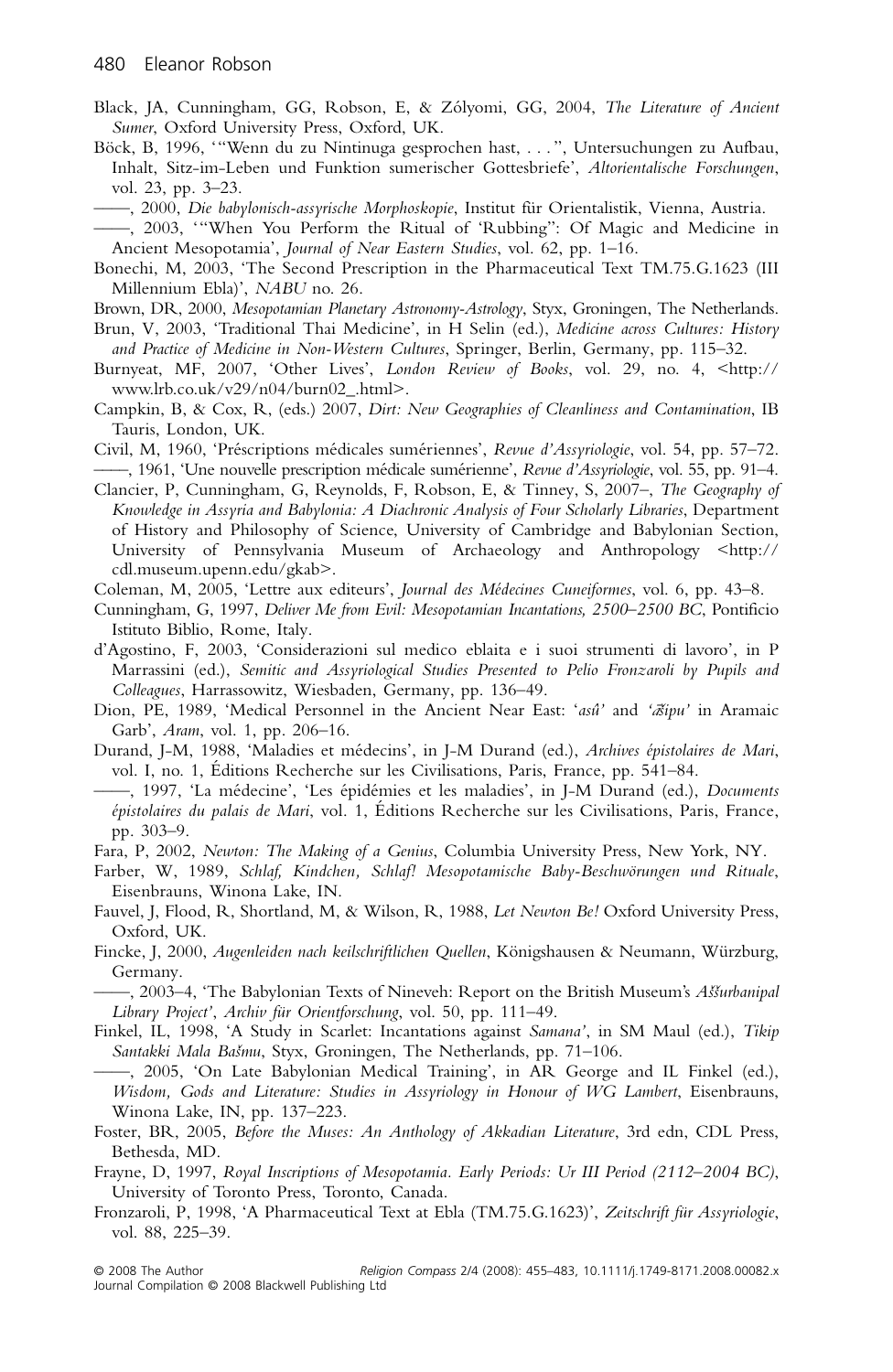Black, JA, Cunningham, GG, Robson, E, & Zólyomi, GG, 2004, *The Literature of Ancient Sumer*, Oxford University Press, Oxford, UK.

Böck, B, 1996, '"Wenn du zu Nintinuga gesprochen hast, . . .", Untersuchungen zu Aufbau, Inhalt, Sitz-im-Leben und Funktion sumerischer Gottesbriefe', *Altorientalische Forschungen*, vol. 23, pp. 3–23.

——, 2000, *Die babylonisch-assyrische Morphoskopie*, Institut für Orientalistik, Vienna, Austria.

——, 2003, '"When You Perform the Ritual of 'Rubbing'": Of Magic and Medicine in Ancient Mesopotamia', *Journal of Near Eastern Studies*, vol. 62, pp. 1–16.

Bonechi, M, 2003, 'The Second Prescription in the Pharmaceutical Text TM.75.G.1623 (III Millennium Ebla)', *NABU* no. 26.

Brown, DR, 2000, *Mesopotamian Planetary Astronomy-Astrology*, Styx, Groningen, The Netherlands.

Brun, V, 2003, 'Traditional Thai Medicine', in H Selin (ed.), *Medicine across Cultures: History and Practice of Medicine in Non-Western Cultures*, Springer, Berlin, Germany, pp. 115–32.

Burnyeat, MF, 2007, 'Other Lives', *London Review of Books*, vol. 29, no. 4, <http://www.lrb.co.uk/v29/n04/burn02_.html>.

Campkin, B, & Cox, R, (eds.) 2007, *Dirt: New Geographies of Cleanliness and Contamination*, IB Tauris, London, UK.

Civil, M, 1960, 'Préscriptions médicales sumériennes', *Revue d'Assyriologie*, vol. 54, pp. 57–72.

——, 1961, 'Une nouvelle prescription médicale sumérienne', *Revue d'Assyriologie*, vol. 55, pp. 91–4.

Clancier, P, Cunningham, G, Reynolds, F, Robson, E, & Tinney, S, 2007–, *The Geography of Knowledge in Assyria and Babylonia: A Diachronic Analysis of Four Scholarly Libraries*, Department of History and Philosophy of Science, University of Cambridge and Babylonian Section, University of Pennsylvania Museum of Archaeology and Anthropology <http://cdl.museum.upenn.edu/gkab>.

Coleman, M, 2005, 'Lettre aux editeurs', *Journal des Médecines Cuneiformes*, vol. 6, pp. 43–8.

Cunningham, G, 1997, *Deliver Me from Evil: Mesopotamian Incantations, 2500–2500 BC*, Pontificio Istituto Biblio, Rome, Italy.

d'Agostino, F, 2003, 'Considerazioni sul medico eblaita e i suoi strumenti di lavoro', in P Marrassini (ed.), *Semitic and Assyriological Studies Presented to Pelio Fronzaroli by Pupils and Colleagues*, Harrassowitz, Wiesbaden, Germany, pp. 136–49.

Dion, PE, 1989, 'Medical Personnel in the Ancient Near East: '*asû*' and '*āšipu*' in Aramaic Garb', *Aram*, vol. 1, pp. 206–16.

Durand, J-M, 1988, 'Maladies et médecins', in J-M Durand (ed.), *Archives épistolaires de Mari*, vol. I, no. 1, Éditions Recherche sur les Civilisations, Paris, France, pp. 541–84.

——, 1997, 'La médecine', 'Les épidémies et les maladies', in J-M Durand (ed.), *Documents épistolaires du palais de Mari*, vol. 1, Éditions Recherche sur les Civilisations, Paris, France, pp. 303–9.

Fara, P, 2002, *Newton: The Making of a Genius*, Columbia University Press, New York, NY.

Farber, W, 1989, *Schlaf, Kindchen, Schlaf! Mesopotamische Baby-Beschwörungen und Rituale*, Eisenbrauns, Winona Lake, IN.

Fauvel, J, Flood, R, Shortland, M, & Wilson, R, 1988, *Let Newton Be!* Oxford University Press, Oxford, UK.

Fincke, J, 2000, *Augenleiden nach keilschriftlichen Quellen*, Königshausen & Neumann, Würzburg, Germany.

——, 2003–4, 'The Babylonian Texts of Nineveh: Report on the British Museum's *Aššurbanipal Library Project*', *Archiv für Orientforschung*, vol. 50, pp. 111–49.

Finkel, IL, 1998, 'A Study in Scarlet: Incantations against *Samana*', in SM Maul (ed.), *Tikip Santakki Mala Bašmu*, Styx, Groningen, The Netherlands, pp. 71–106.

——, 2005, 'On Late Babylonian Medical Training', in AR George and IL Finkel (ed.), *Wisdom, Gods and Literature: Studies in Assyriology in Honour of WG Lambert*, Eisenbrauns, Winona Lake, IN, pp. 137–223.

Foster, BR, 2005, *Before the Muses: An Anthology of Akkadian Literature*, 3rd edn, CDL Press, Bethesda, MD.

Frayne, D, 1997, *Royal Inscriptions of Mesopotamia. Early Periods: Ur III Period (2112–2004 BC)*, University of Toronto Press, Toronto, Canada.

Fronzaroli, P, 1998, 'A Pharmaceutical Text at Ebla (TM.75.G.1623)', *Zeitschrift für Assyriologie*, vol. 88, 225–39.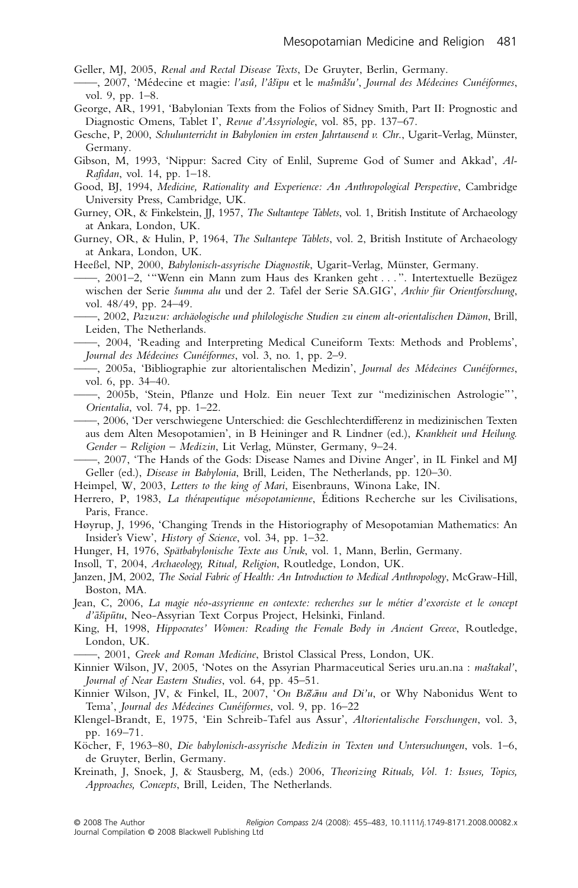Geller, MJ, 2005, *Renal and Rectal Disease Texts*, De Gruyter, Berlin, Germany.

——, 2007, 'Médecine et magie: *l'asû, l'âšipu* et le *mašmâšu*', *Journal des Médecines Cunéiformes*, vol. 9, pp. 1–8.

George, AR, 1991, 'Babylonian Texts from the Folios of Sidney Smith, Part II: Prognostic and Diagnostic Omens, Tablet I', *Revue d'Assyriologie*, vol. 85, pp. 137–67.

Gesche, P, 2000, *Schulunterricht in Babylonien im ersten Jahrtausend v. Chr.*, Ugarit-Verlag, Münster, Germany.

Gibson, M, 1993, 'Nippur: Sacred City of Enlil, Supreme God of Sumer and Akkad', *Al-Rafidan*, vol. 14, pp. 1–18.

Good, BJ, 1994, *Medicine, Rationality and Experience: An Anthropological Perspective*, Cambridge University Press, Cambridge, UK.

Gurney, OR, & Finkelstein, JJ, 1957, *The Sultantepe Tablets*, vol. 1, British Institute of Archaeology at Ankara, London, UK.

Gurney, OR, & Hulin, P, 1964, *The Sultantepe Tablets*, vol. 2, British Institute of Archaeology at Ankara, London, UK.

Heeßel, NP, 2000, *Babylonisch-assyrische Diagnostik*, Ugarit-Verlag, Münster, Germany.

——, 2001–2, '"Wenn ein Mann zum Haus des Kranken geht . . .". Intertextuelle Bezügez wischen der Serie *šumma alu* und der 2. Tafel der Serie SA.GIG', *Archiv für Orientforschung*, vol. 48/49, pp. 24–49.

——, 2002, *Pazuzu: archäologische und philologische Studien zu einem alt-orientalischen Dämon*, Brill, Leiden, The Netherlands.

——, 2004, 'Reading and Interpreting Medical Cuneiform Texts: Methods and Problems', *Journal des Médecines Cunéiformes*, vol. 3, no. 1, pp. 2–9.

——, 2005a, 'Bibliographie zur altorientalischen Medizin', *Journal des Médecines Cunéiformes*, vol. 6, pp. 34–40.

——, 2005b, 'Stein, Pflanze und Holz. Ein neuer Text zur "medizinischen Astrologie"', *Orientalia*, vol. 74, pp. 1–22.

——, 2006, 'Der verschwiegene Unterschied: die Geschlechterdifferenz in medizinischen Texten aus dem Alten Mesopotamien', in B Heininger and R Lindner (ed.), *Krankheit und Heilung. Gender – Religion – Medizin*, Lit Verlag, Münster, Germany, 9–24.

——, 2007, 'The Hands of the Gods: Disease Names and Divine Anger', in IL Finkel and MJ Geller (ed.), *Disease in Babylonia*, Brill, Leiden, The Netherlands, pp. 120–30.

Heimpel, W, 2003, *Letters to the king of Mari*, Eisenbrauns, Winona Lake, IN.

Herrero, P, 1983, *La thérapeutique mésopotamienne*, Éditions Recherche sur les Civilisations, Paris, France.

Høyrup, J, 1996, 'Changing Trends in the Historiography of Mesopotamian Mathematics: An Insider's View', *History of Science*, vol. 34, pp. 1–32.

Hunger, H, 1976, *Spätbabylonische Texte aus Uruk*, vol. 1, Mann, Berlin, Germany.

Insoll, T, 2004, *Archaeology, Ritual, Religion*, Routledge, London, UK.

Janzen, JM, 2002, *The Social Fabric of Health: An Introduction to Medical Anthropology*, McGraw-Hill, Boston, MA.

Jean, C, 2006, *La magie néo-assyrienne en contexte: recherches sur le métier d'exorciste et le concept d'āšipūtu*, Neo-Assyrian Text Corpus Project, Helsinki, Finland.

King, H, 1998, *Hippocrates' Women: Reading the Female Body in Ancient Greece*, Routledge, London, UK.

——, 2001, *Greek and Roman Medicine*, Bristol Classical Press, London, UK.

Kinnier Wilson, JV, 2005, 'Notes on the Assyrian Pharmaceutical Series uru.an.na : *maštakal*', *Journal of Near Eastern Studies*, vol. 64, pp. 45–51.

Kinnier Wilson, JV, & Finkel, IL, 2007, '*On Bi'šānu and Di'u*, or Why Nabonidus Went to Tema', *Journal des Médecines Cunéiformes*, vol. 9, pp. 16–22

Klengel-Brandt, E, 1975, 'Ein Schreib-Tafel aus Assur', *Altorientalische Forschungen*, vol. 3, pp. 169–71.

Köcher, F, 1963–80, *Die babylonisch-assyrische Medizin in Texten und Untersuchungen*, vols. 1–6, de Gruyter, Berlin, Germany.

Kreinath, J, Snoek, J, & Stausberg, M, (eds.) 2006, *Theorizing Rituals, Vol. 1: Issues, Topics, Approaches, Concepts*, Brill, Leiden, The Netherlands.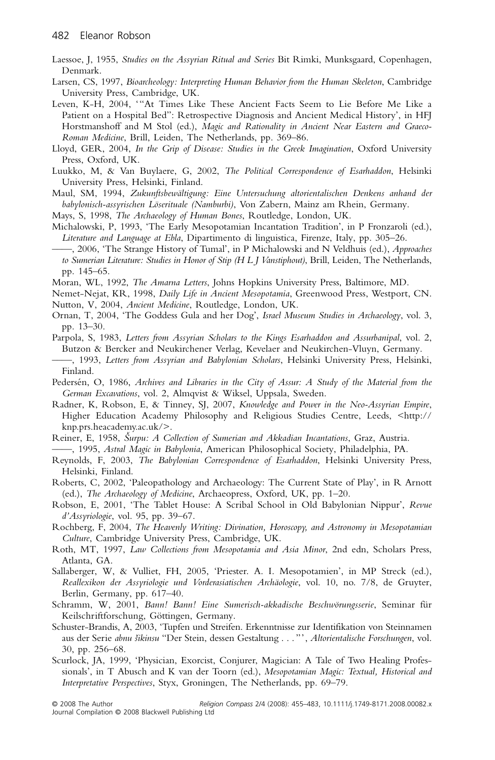Laessoe, J, 1955, *Studies on the Assyrian Ritual and Series* Bit Rimki, Munksgaard, Copenhagen, Denmark.

Larsen, CS, 1997, *Bioarcheology: Interpreting Human Behavior from the Human Skeleton*, Cambridge University Press, Cambridge, UK.

Leven, K-H, 2004, '"At Times Like These Ancient Facts Seem to Lie Before Me Like a Patient on a Hospital Bed": Retrospective Diagnosis and Ancient Medical History', in HFJ Horstmanshoff and M Stol (ed.), *Magic and Rationality in Ancient Near Eastern and Graeco-Roman Medicine*, Brill, Leiden, The Netherlands, pp. 369–86.

Lloyd, GER, 2004, *In the Grip of Disease: Studies in the Greek Imagination*, Oxford University Press, Oxford, UK.

Luukko, M, & Van Buylaere, G, 2002, *The Political Correspondence of Esarhaddon*, Helsinki University Press, Helsinki, Finland.

Maul, SM, 1994, *Zukunftsbewältigung: Eine Untersuchung altorientalischen Denkens anhand der babylonisch-assyrischen Löserituale (Namburbi)*, Von Zabern, Mainz am Rhein, Germany.

Mays, S, 1998, *The Archaeology of Human Bones*, Routledge, London, UK.

Michalowski, P, 1993, 'The Early Mesopotamian Incantation Tradition', in P Fronzaroli (ed.), *Literature and Language at Ebla*, Dipartimento di linguistica, Firenze, Italy, pp. 305–26.

——, 2006, 'The Strange History of Tumal', in P Michalowski and N Veldhuis (ed.), *Approaches to Sumerian Literature: Studies in Honor of Stip (H L J Vanstiphout)*, Brill, Leiden, The Netherlands, pp. 145–65.

Moran, WL, 1992, *The Amarna Letters*, Johns Hopkins University Press, Baltimore, MD.

Nemet-Nejat, KR, 1998, *Daily Life in Ancient Mesopotamia*, Greenwood Press, Westport, CN.

Nutton, V, 2004, *Ancient Medicine*, Routledge, London, UK.

Ornan, T, 2004, 'The Goddess Gula and her Dog', *Israel Museum Studies in Archaeology*, vol. 3, pp. 13–30.

Parpola, S, 1983, *Letters from Assyrian Scholars to the Kings Esarhaddon and Assurbanipal*, vol. 2, Butzon & Bercker and Neukirchener Verlag, Kevelaer and Neukirchen-Vluyn, Germany.

——, 1993, *Letters from Assyrian and Babylonian Scholars*, Helsinki University Press, Helsinki, Finland.

Pedersén, O, 1986, *Archives and Libraries in the City of Assur: A Study of the Material from the German Excavations*, vol. 2, Almqvist & Wiksel, Uppsala, Sweden.

Radner, K, Robson, E, & Tinney, SJ, 2007, *Knowledge and Power in the Neo-Assyrian Empire*, Higher Education Academy Philosophy and Religious Studies Centre, Leeds, <http://knp.prs.heacademy.ac.uk/>.

Reiner, E, 1958, *Šurpu: A Collection of Sumerian and Akkadian Incantations*, Graz, Austria.

——, 1995, *Astral Magic in Babylonia*, American Philosophical Society, Philadelphia, PA.

Reynolds, F, 2003, *The Babylonian Correspondence of Esarhaddon*, Helsinki University Press, Helsinki, Finland.

Roberts, C, 2002, 'Paleopathology and Archaeology: The Current State of Play', in R Arnott (ed.), *The Archaeology of Medicine*, Archaeopress, Oxford, UK, pp. 1–20.

Robson, E, 2001, 'The Tablet House: A Scribal School in Old Babylonian Nippur', *Revue d'Assyriologie*, vol. 95, pp. 39–67.

Rochberg, F, 2004, *The Heavenly Writing: Divination, Horoscopy, and Astronomy in Mesopotamian Culture*, Cambridge University Press, Cambridge, UK.

Roth, MT, 1997, *Law Collections from Mesopotamia and Asia Minor*, 2nd edn, Scholars Press, Atlanta, GA.

Sallaberger, W, & Vulliet, FH, 2005, 'Priester. A. I. Mesopotamien', in MP Streck (ed.), *Reallexikon der Assyriologie und Vorderasiatischen Archäologie*, vol. 10, no. 7/8, de Gruyter, Berlin, Germany, pp. 617–40.

Schramm, W, 2001, *Bann! Bann! Eine Sumerisch-akkadische Beschwörungsserie*, Seminar für Keilschriftforschung, Göttingen, Germany.

Schuster-Brandis, A, 2003, 'Tupfen und Streifen. Erkenntnisse zur Identifikation von Steinnamen aus der Serie *abnu šikinsu* "Der Stein, dessen Gestaltung . . ."', *Altorientalische Forschungen*, vol. 30, pp. 256–68.

Scurlock, JA, 1999, 'Physician, Exorcist, Conjurer, Magician: A Tale of Two Healing Professionals', in T Abusch and K van der Toorn (ed.), *Mesopotamian Magic: Textual, Historical and Interpretative Perspectives*, Styx, Groningen, The Netherlands, pp. 69–79.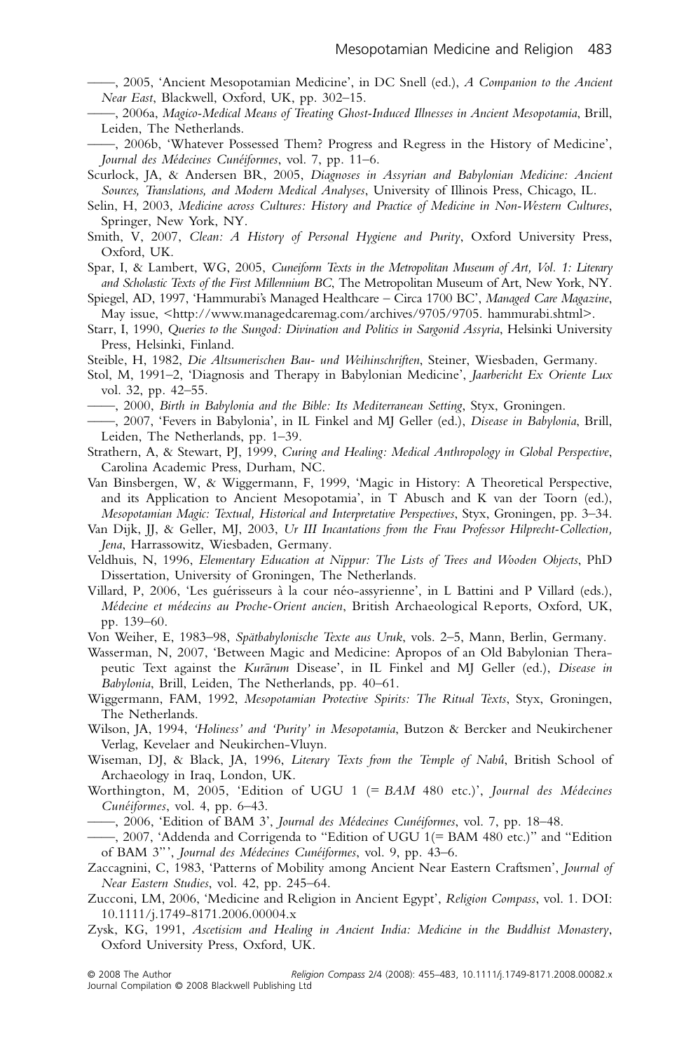——, 2005, 'Ancient Mesopotamian Medicine', in DC Snell (ed.), *A Companion to the Ancient Near East*, Blackwell, Oxford, UK, pp. 302–15.

——, 2006a, *Magico-Medical Means of Treating Ghost-Induced Illnesses in Ancient Mesopotamia*, Brill, Leiden, The Netherlands.

——, 2006b, 'Whatever Possessed Them? Progress and Regress in the History of Medicine', *Journal des Médecines Cunéiformes*, vol. 7, pp. 11–6.

Scurlock, JA, & Andersen BR, 2005, *Diagnoses in Assyrian and Babylonian Medicine: Ancient Sources, Translations, and Modern Medical Analyses*, University of Illinois Press, Chicago, IL.

Selin, H, 2003, *Medicine across Cultures: History and Practice of Medicine in Non-Western Cultures*, Springer, New York, NY.

Smith, V, 2007, *Clean: A History of Personal Hygiene and Purity*, Oxford University Press, Oxford, UK.

Spar, I, & Lambert, WG, 2005, *Cuneiform Texts in the Metropolitan Museum of Art, Vol. 1: Literary and Scholastic Texts of the First Millennium BC*, The Metropolitan Museum of Art, New York, NY.

Spiegel, AD, 1997, 'Hammurabi's Managed Healthcare – Circa 1700 BC', *Managed Care Magazine*, May issue, <http://www.managedcaremag.com/archives/9705/9705. hammurabi.shtml>.

Starr, I, 1990, *Queries to the Sungod: Divination and Politics in Sargonid Assyria*, Helsinki University Press, Helsinki, Finland.

Steible, H, 1982, *Die Altsumerischen Bau- und Weihinschriften*, Steiner, Wiesbaden, Germany.

Stol, M, 1991–2, 'Diagnosis and Therapy in Babylonian Medicine', *Jaarbericht Ex Oriente Lux* vol. 32, pp. 42–55.

——, 2000, *Birth in Babylonia and the Bible: Its Mediterranean Setting*, Styx, Groningen.

——, 2007, 'Fevers in Babylonia', in IL Finkel and MJ Geller (ed.), *Disease in Babylonia*, Brill, Leiden, The Netherlands, pp. 1–39.

Strathern, A, & Stewart, PJ, 1999, *Curing and Healing: Medical Anthropology in Global Perspective*, Carolina Academic Press, Durham, NC.

Van Binsbergen, W, & Wiggermann, F, 1999, 'Magic in History: A Theoretical Perspective, and its Application to Ancient Mesopotamia', in T Abusch and K van der Toorn (ed.), *Mesopotamian Magic: Textual, Historical and Interpretative Perspectives*, Styx, Groningen, pp. 3–34.

Van Dijk, JJ, & Geller, MJ, 2003, *Ur III Incantations from the Frau Professor Hilprecht-Collection, Jena*, Harrassowitz, Wiesbaden, Germany.

Veldhuis, N, 1996, *Elementary Education at Nippur: The Lists of Trees and Wooden Objects*, PhD Dissertation, University of Groningen, The Netherlands.

Villard, P, 2006, 'Les guérisseurs à la cour néo-assyrienne', in L Battini and P Villard (eds.), *Médecine et médecins au Proche-Orient ancien*, British Archaeological Reports, Oxford, UK, pp. 139–60.

Von Weiher, E, 1983–98, *Spätbabylonische Texte aus Uruk*, vols. 2–5, Mann, Berlin, Germany.

Wasserman, N, 2007, 'Between Magic and Medicine: Apropos of an Old Babylonian Therapeutic Text against the *Kurārum* Disease', in IL Finkel and MJ Geller (ed.), *Disease in Babylonia*, Brill, Leiden, The Netherlands, pp. 40–61.

Wiggermann, FAM, 1992, *Mesopotamian Protective Spirits: The Ritual Texts*, Styx, Groningen, The Netherlands.

Wilson, JA, 1994, *'Holiness' and 'Purity' in Mesopotamia*, Butzon & Bercker and Neukirchener Verlag, Kevelaer and Neukirchen-Vluyn.

Wiseman, DJ, & Black, JA, 1996, *Literary Texts from the Temple of Nabû*, British School of Archaeology in Iraq, London, UK.

Worthington, M, 2005, 'Edition of UGU 1 (= *BAM* 480 etc.)', *Journal des Médecines Cunéiformes*, vol. 4, pp. 6–43.

——, 2006, 'Edition of BAM 3', *Journal des Médecines Cunéiformes*, vol. 7, pp. 18–48.

——, 2007, 'Addenda and Corrigenda to "Edition of UGU 1(= BAM 480 etc.)" and "Edition of BAM 3"', *Journal des Médecines Cunéiformes*, vol. 9, pp. 43–6.

Zaccagnini, C, 1983, 'Patterns of Mobility among Ancient Near Eastern Craftsmen', *Journal of Near Eastern Studies*, vol. 42, pp. 245–64.

Zucconi, LM, 2006, 'Medicine and Religion in Ancient Egypt', *Religion Compass*, vol. 1. DOI: 10.1111/j.1749-8171.2006.00004.x

Zysk, KG, 1991, *Ascetisicm and Healing in Ancient India: Medicine in the Buddhist Monastery*, Oxford University Press, Oxford, UK.